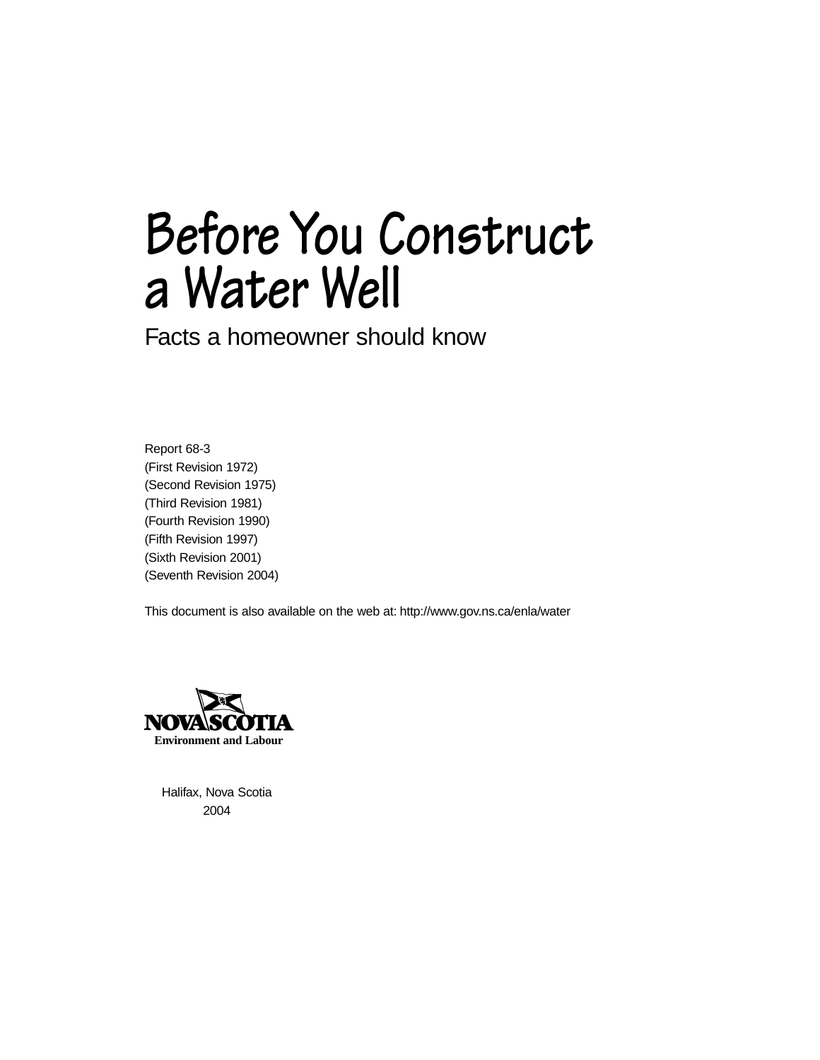# Before You Construct a Water Well

## Facts a homeowner should know

Report 68-3
(First Revision 1972)
(Second Revision 1975)
(Third Revision 1981)
(Fourth Revision 1990)
(Fifth Revision 1997)
(Sixth Revision 2001)
(Seventh Revision 2004)

This document is also available on the web at: http://www.gov.ns.ca/enla/water

NOVA SCOTIA
Environment and Labour

Halifax, Nova Scotia
2004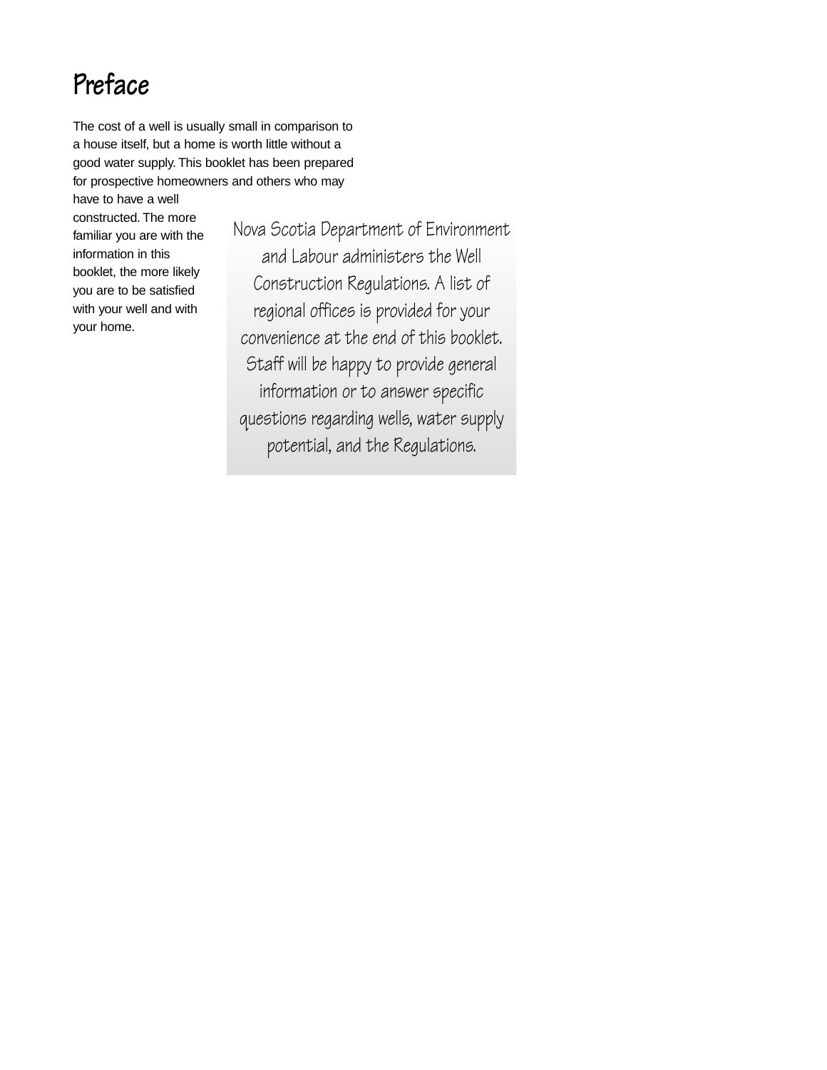# Preface

The cost of a well is usually small in comparison to a house itself, but a home is worth little without a good water supply. This booklet has been prepared for prospective homeowners and others who may have to have a well constructed. The more familiar you are with the information in this booklet, the more likely you are to be satisfied with your well and with your home.

Nova Scotia Department of Environment and Labour administers the Well Construction Regulations. A list of regional offices is provided for your convenience at the end of this booklet. Staff will be happy to provide general information or to answer specific questions regarding wells, water supply potential, and the Regulations.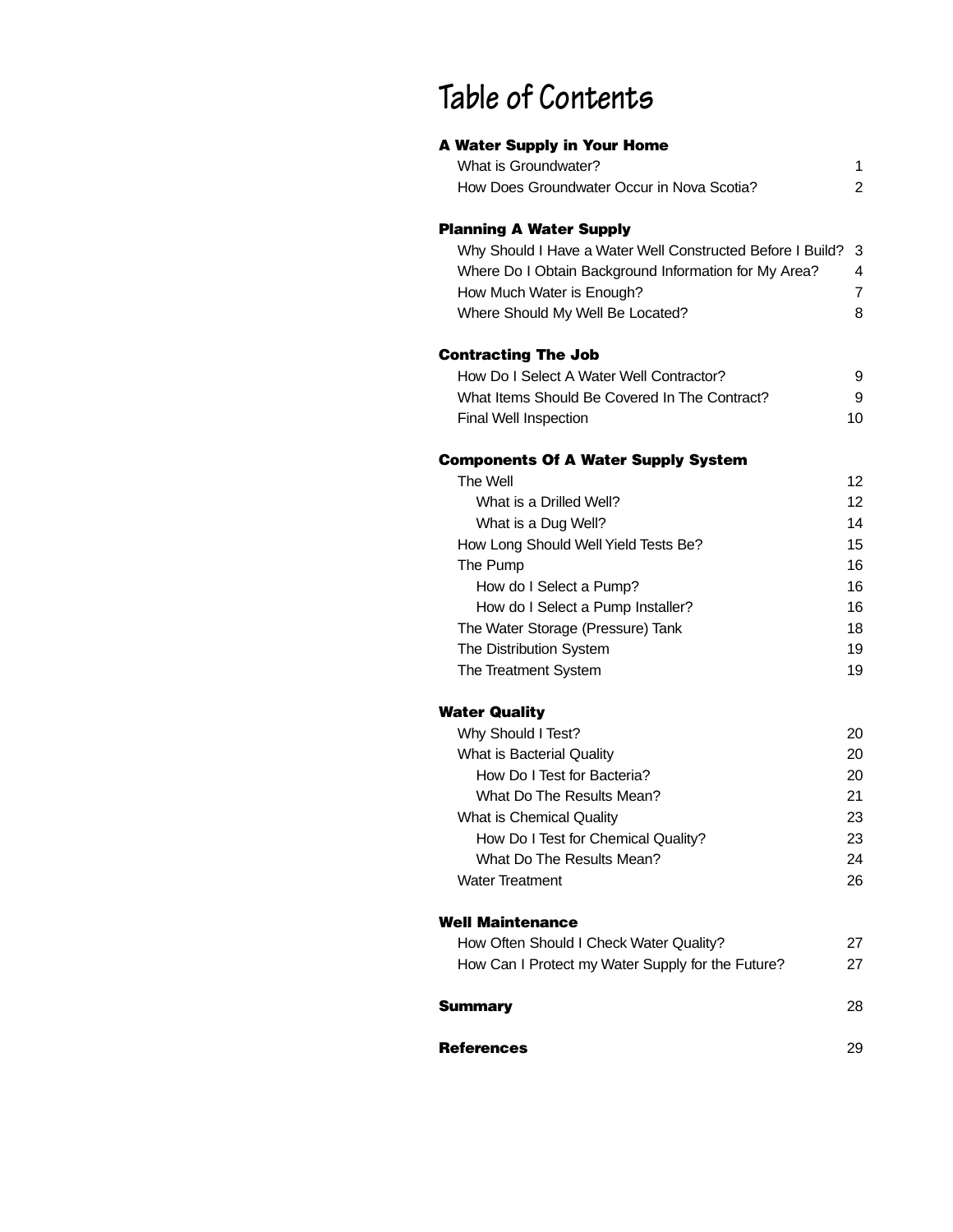# Table of Contents

| | |
|---|---|
| **A Water Supply in Your Home** | |
| What is Groundwater? | 1 |
| How Does Groundwater Occur in Nova Scotia? | 2 |
| **Planning A Water Supply** | |
| Why Should I Have a Water Well Constructed Before I Build? | 3 |
| Where Do I Obtain Background Information for My Area? | 4 |
| How Much Water is Enough? | 7 |
| Where Should My Well Be Located? | 8 |
| **Contracting The Job** | |
| How Do I Select A Water Well Contractor? | 9 |
| What Items Should Be Covered In The Contract? | 9 |
| Final Well Inspection | 10 |
| **Components Of A Water Supply System** | |
| The Well | 12 |
| What is a Drilled Well? | 12 |
| What is a Dug Well? | 14 |
| How Long Should Well Yield Tests Be? | 15 |
| The Pump | 16 |
| How do I Select a Pump? | 16 |
| How do I Select a Pump Installer? | 16 |
| The Water Storage (Pressure) Tank | 18 |
| The Distribution System | 19 |
| The Treatment System | 19 |
| **Water Quality** | |
| Why Should I Test? | 20 |
| What is Bacterial Quality | 20 |
| How Do I Test for Bacteria? | 20 |
| What Do The Results Mean? | 21 |
| What is Chemical Quality | 23 |
| How Do I Test for Chemical Quality? | 23 |
| What Do The Results Mean? | 24 |
| Water Treatment | 26 |
| **Well Maintenance** | |
| How Often Should I Check Water Quality? | 27 |
| How Can I Protect my Water Supply for the Future? | 27 |
| **Summary** | 28 |
| **References** | 29 |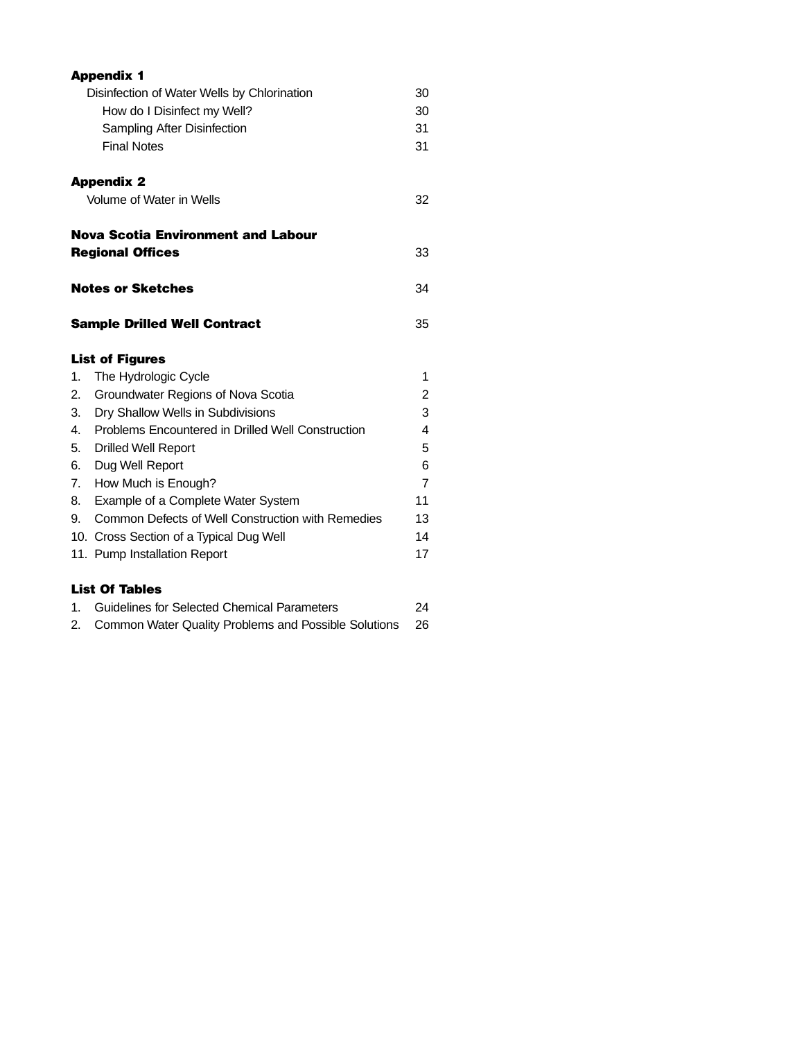**Appendix 1**

| | |
|---|---|
| Disinfection of Water Wells by Chlorination | 30 |
| How do I Disinfect my Well? | 30 |
| Sampling After Disinfection | 31 |
| Final Notes | 31 |

**Appendix 2**

| | |
|---|---|
| Volume of Water in Wells | 32 |

| | |
|---|---|
| **Nova Scotia Environment and Labour Regional Offices** | 33 |
| **Notes or Sketches** | 34 |
| **Sample Drilled Well Contract** | 35 |

**List of Figures**

| | |
|---|---|
| 1. The Hydrologic Cycle | 1 |
| 2. Groundwater Regions of Nova Scotia | 2 |
| 3. Dry Shallow Wells in Subdivisions | 3 |
| 4. Problems Encountered in Drilled Well Construction | 4 |
| 5. Drilled Well Report | 5 |
| 6. Dug Well Report | 6 |
| 7. How Much is Enough? | 7 |
| 8. Example of a Complete Water System | 11 |
| 9. Common Defects of Well Construction with Remedies | 13 |
| 10. Cross Section of a Typical Dug Well | 14 |
| 11. Pump Installation Report | 17 |

**List Of Tables**

| | |
|---|---|
| 1. Guidelines for Selected Chemical Parameters | 24 |
| 2. Common Water Quality Problems and Possible Solutions | 26 |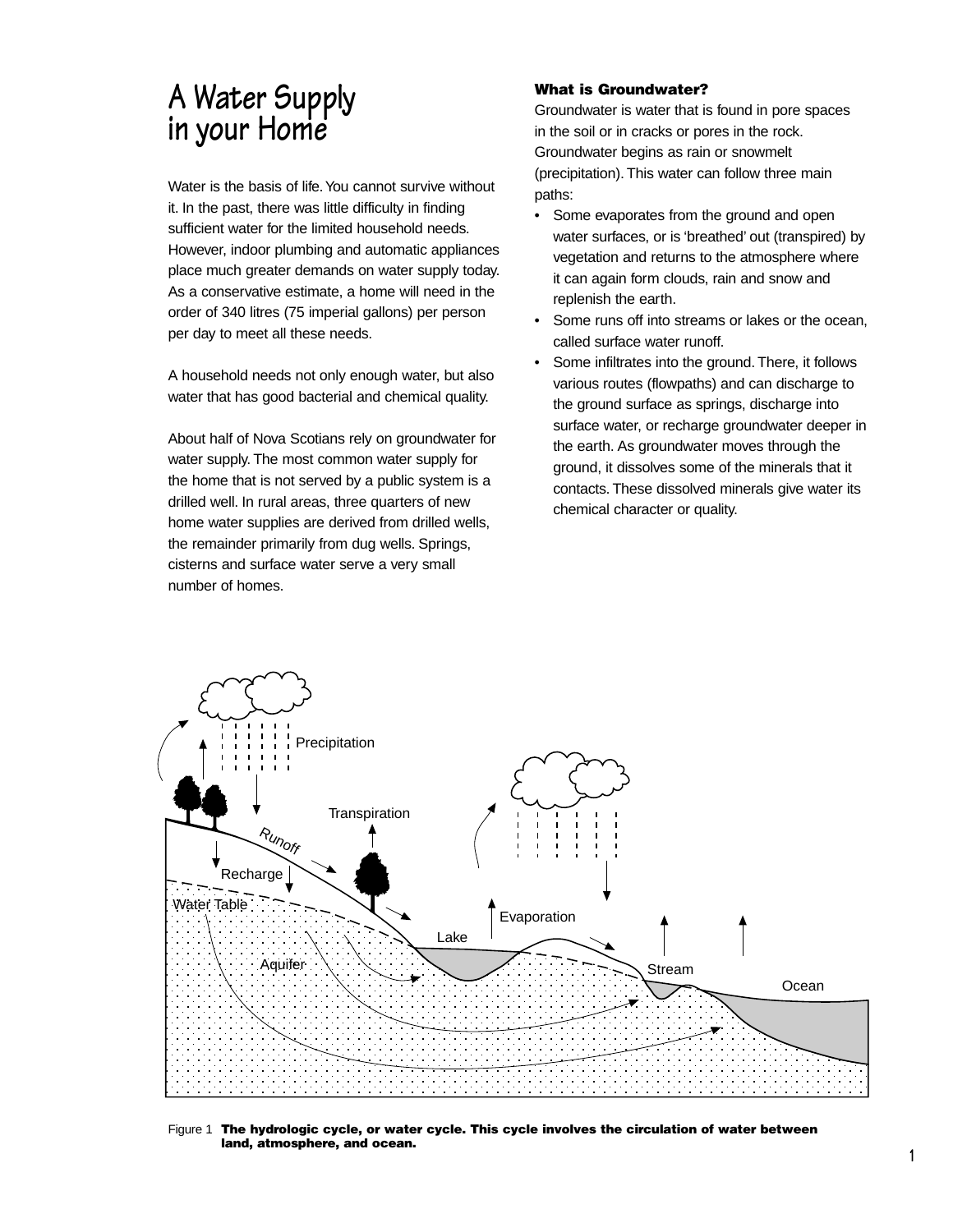# A Water Supply in your Home

Water is the basis of life. You cannot survive without it. In the past, there was little difficulty in finding sufficient water for the limited household needs. However, indoor plumbing and automatic appliances place much greater demands on water supply today. As a conservative estimate, a home will need in the order of 340 litres (75 imperial gallons) per person per day to meet all these needs.

A household needs not only enough water, but also water that has good bacterial and chemical quality.

About half of Nova Scotians rely on groundwater for water supply. The most common water supply for the home that is not served by a public system is a drilled well. In rural areas, three quarters of new home water supplies are derived from drilled wells, the remainder primarily from dug wells. Springs, cisterns and surface water serve a very small number of homes.

### What is Groundwater?

Groundwater is water that is found in pore spaces in the soil or in cracks or pores in the rock. Groundwater begins as rain or snowmelt (precipitation). This water can follow three main paths:

- Some evaporates from the ground and open water surfaces, or is 'breathed' out (transpired) by vegetation and returns to the atmosphere where it can again form clouds, rain and snow and replenish the earth.
- Some runs off into streams or lakes or the ocean, called surface water runoff.
- Some infiltrates into the ground. There, it follows various routes (flowpaths) and can discharge to the ground surface as springs, discharge into surface water, or recharge groundwater deeper in the earth. As groundwater moves through the ground, it dissolves some of the minerals that it contacts. These dissolved minerals give water its chemical character or quality.

Figure 1 **The hydrologic cycle, or water cycle. This cycle involves the circulation of water between land, atmosphere, and ocean.**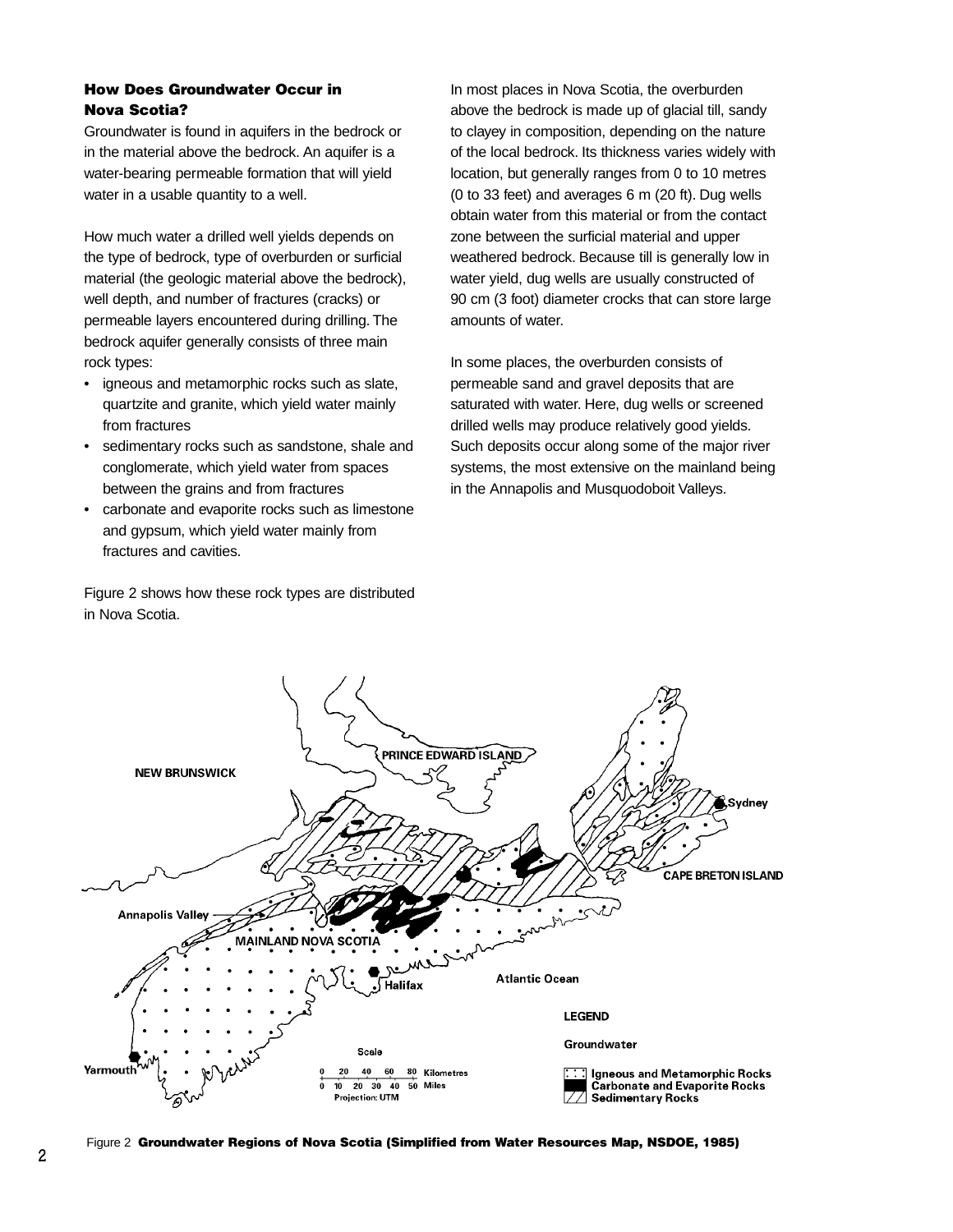### How Does Groundwater Occur in Nova Scotia?

Groundwater is found in aquifers in the bedrock or in the material above the bedrock. An aquifer is a water-bearing permeable formation that will yield water in a usable quantity to a well.

How much water a drilled well yields depends on the type of bedrock, type of overburden or surficial material (the geologic material above the bedrock), well depth, and number of fractures (cracks) or permeable layers encountered during drilling. The bedrock aquifer generally consists of three main rock types:

- igneous and metamorphic rocks such as slate, quartzite and granite, which yield water mainly from fractures
- sedimentary rocks such as sandstone, shale and conglomerate, which yield water from spaces between the grains and from fractures
- carbonate and evaporite rocks such as limestone and gypsum, which yield water mainly from fractures and cavities.

Figure 2 shows how these rock types are distributed in Nova Scotia.

In most places in Nova Scotia, the overburden above the bedrock is made up of glacial till, sandy to clayey in composition, depending on the nature of the local bedrock. Its thickness varies widely with location, but generally ranges from 0 to 10 metres (0 to 33 feet) and averages 6 m (20 ft). Dug wells obtain water from this material or from the contact zone between the surficial material and upper weathered bedrock. Because till is generally low in water yield, dug wells are usually constructed of 90 cm (3 foot) diameter crocks that can store large amounts of water.

In some places, the overburden consists of permeable sand and gravel deposits that are saturated with water. Here, dug wells or screened drilled wells may produce relatively good yields. Such deposits occur along some of the major river systems, the most extensive on the mainland being in the Annapolis and Musquodoboit Valleys.

Figure 2 **Groundwater Regions of Nova Scotia (Simplified from Water Resources Map, NSDOE, 1985)**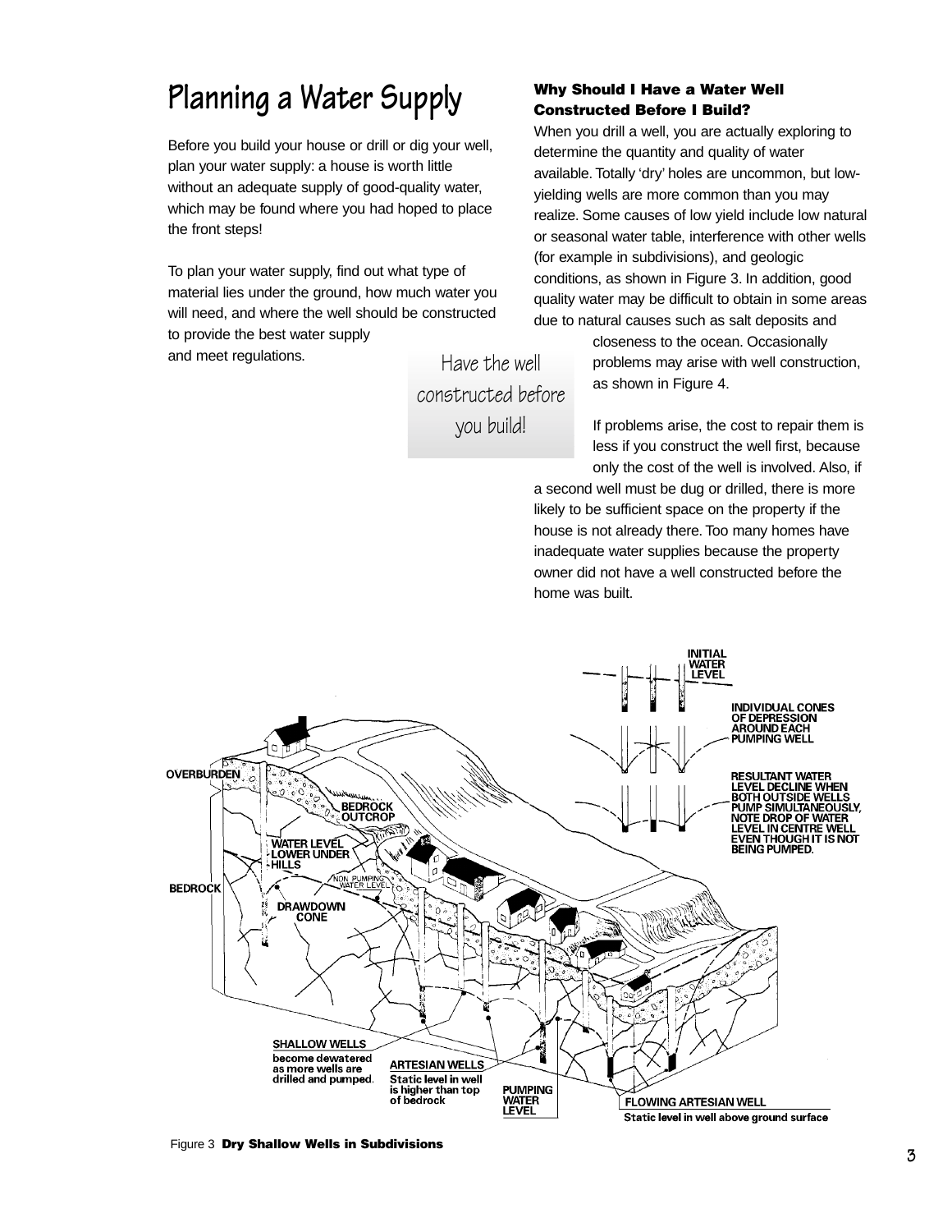# Planning a Water Supply

Before you build your house or drill or dig your well, plan your water supply: a house is worth little without an adequate supply of good-quality water, which may be found where you had hoped to place the front steps!

To plan your water supply, find out what type of material lies under the ground, how much water you will need, and where the well should be constructed to provide the best water supply and meet regulations.

> Have the well constructed before you build!

### Why Should I Have a Water Well Constructed Before I Build?

When you drill a well, you are actually exploring to determine the quantity and quality of water available. Totally 'dry' holes are uncommon, but low-yielding wells are more common than you may realize. Some causes of low yield include low natural or seasonal water table, interference with other wells (for example in subdivisions), and geologic conditions, as shown in Figure 3. In addition, good quality water may be difficult to obtain in some areas due to natural causes such as salt deposits and closeness to the ocean. Occasionally problems may arise with well construction, as shown in Figure 4.

If problems arise, the cost to repair them is less if you construct the well first, because only the cost of the well is involved. Also, if a second well must be dug or drilled, there is more likely to be sufficient space on the property if the house is not already there. Too many homes have inadequate water supplies because the property owner did not have a well constructed before the home was built.

Figure 3 **Dry Shallow Wells in Subdivisions**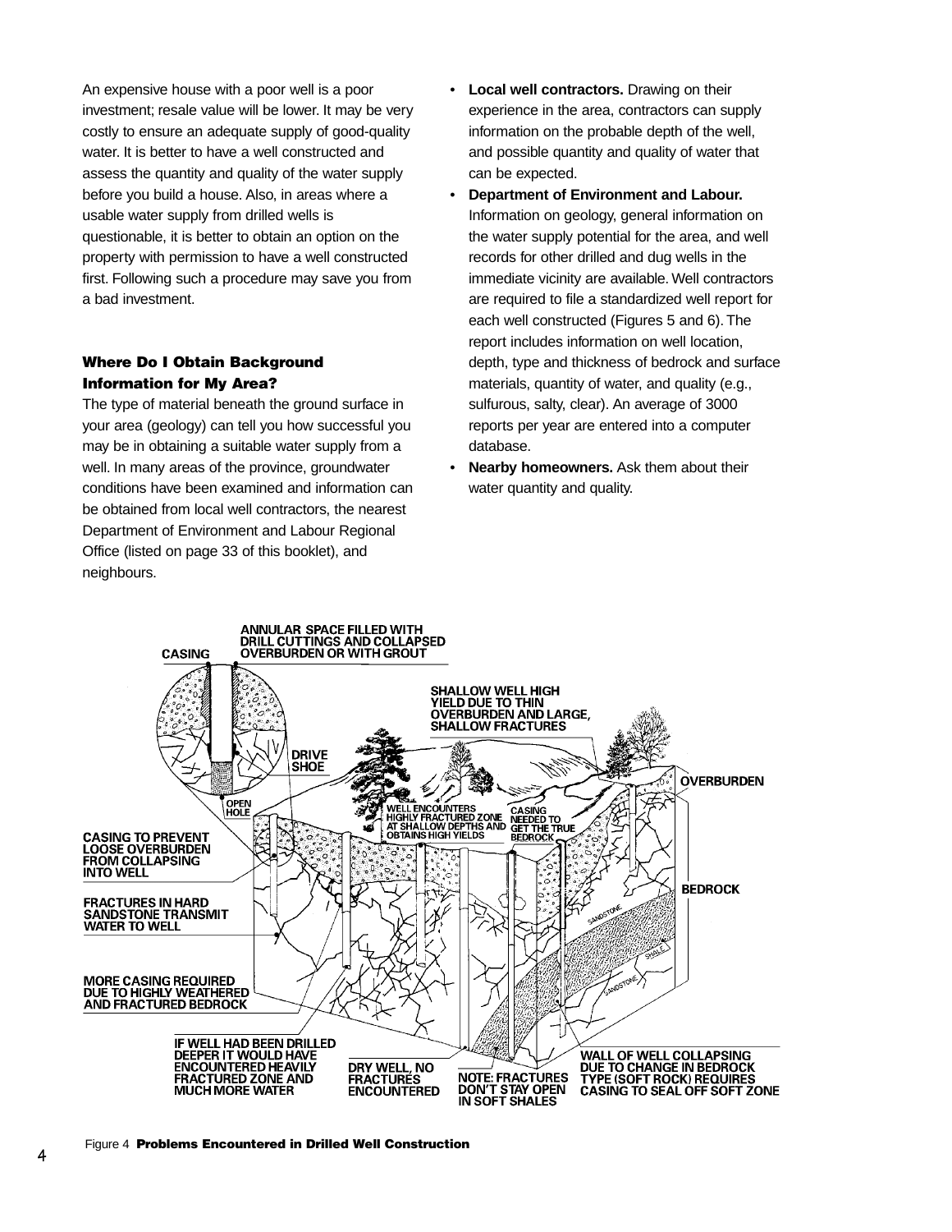An expensive house with a poor well is a poor investment; resale value will be lower. It may be very costly to ensure an adequate supply of good-quality water. It is better to have a well constructed and assess the quantity and quality of the water supply before you build a house. Also, in areas where a usable water supply from drilled wells is questionable, it is better to obtain an option on the property with permission to have a well constructed first. Following such a procedure may save you from a bad investment.

## Where Do I Obtain Background Information for My Area?

The type of material beneath the ground surface in your area (geology) can tell you how successful you may be in obtaining a suitable water supply from a well. In many areas of the province, groundwater conditions have been examined and information can be obtained from local well contractors, the nearest Department of Environment and Labour Regional Office (listed on page 33 of this booklet), and neighbours.

- **Local well contractors.** Drawing on their experience in the area, contractors can supply information on the probable depth of the well, and possible quantity and quality of water that can be expected.
- **Department of Environment and Labour.** Information on geology, general information on the water supply potential for the area, and well records for other drilled and dug wells in the immediate vicinity are available. Well contractors are required to file a standardized well report for each well constructed (Figures 5 and 6). The report includes information on well location, depth, type and thickness of bedrock and surface materials, quantity of water, and quality (e.g., sulfurous, salty, clear). An average of 3000 reports per year are entered into a computer database.
- **Nearby homeowners.** Ask them about their water quantity and quality.

Figure 4 **Problems Encountered in Drilled Well Construction**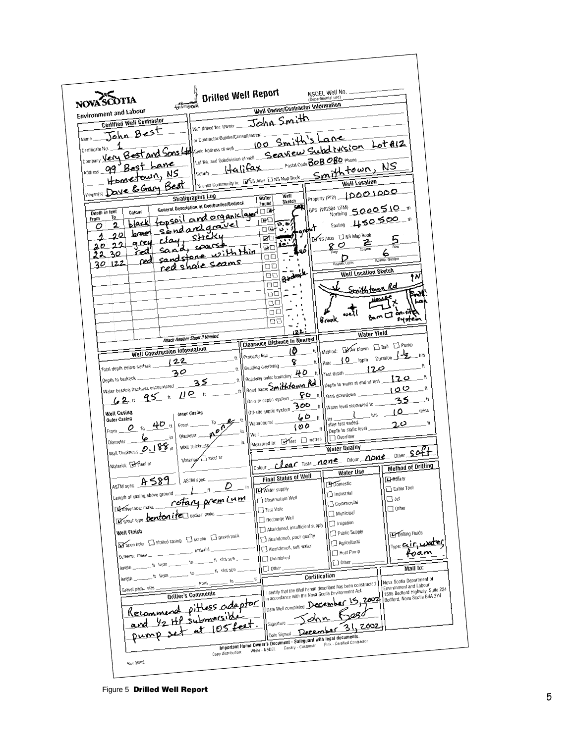# Drilled Well Report

**Nova Scotia** — Environment and Labour

NSDEL Well No. ______ (Departmental use)

## Certified Well Contractor

Name: John Best

Certificate No.: 1

Company: Very Best and Sons Ltd

Address: 99 Best Lane, Hometown, NS

Helper(s): Dave & Gary Best

## Well Owner/Contractor Information

Well drilled for: Owner: John Smith

or Contractor/Builder/Consultant/etc.: ______

Civic Address of well: 100 Smith's Lane

Lot No. and Subdivision of well: Seaview Subdivision Lot #12

County: Halifax — Postal Code: B0B 0B0 — Phone: ______

Nearest Community in: ☑ NS Atlas ☐ NS Map Book: Smithtown, NS

## Stratigraphic Log

| Depth in feet From | To | Colour | General Description of Overburden/Bedrock | Water Found |
|---|---|---|---|---|
| 0 | 2 | black | topsoil and organic layer | |
| 2 | 20 | brown | sand and gravel | |
| 20 | 22 | grey | clay, sticky | |
| 22 | 30 | red | sand, coarse | |
| 30 | 122 | red | sandstone with thin red shale seams | |

Attach Another Sheet If Needed

Well Sketch: cap, grout, 40', bedrock, 122'

## Well Location

Property (PID): 10001000

GPS (WGS84 UTM) Northing: 5000510 m

Easting: 450500 m

☑ NS Atlas ☐ NS Map Book — Page: 80 — Column: Z — Row: 5

Roamer Letter: D — Roamer Number: 6

## Well Location Sketch

Smithtown Rd, Smith Lane, House, well, Barn, On-site system, Brook, N

## Well Construction Information

Total depth below surface: 122 ft

Depth to bedrock: 30 ft

Water bearing fractures encountered: 35 ft, 62 ft, 95 ft, 110 ft

**Well Casing — Outer Casing**

From: 0 To: 40 ft

Diameter: 6 in

Wall Thickness: 0.188 in

Material: ☑ Steel or ______

ASTM spec: A589

**Inner Casing**

From: ______ To: ______ ft — none

Diameter: ______ in

Wall Thickness: ______ in

Material: ☐ Steel or ______

ASTM spec: ______

Length of casing above ground: 1 ft 0 in

☑ driveshoe: make: rotary premium

☑ grout: type: bentonite ☐ packer: make: ______

**Well Finish**

☑ open hole ☐ slotted casing ☐ screen ☐ gravel pack

Screens: make ______ material ______

length ______ ft from ______ to ______ ft slot size ______

length ______ ft from ______ to ______ ft slot size ______

Gravel pack: size ______ from ______ to ______ ft

## Driller's Comments

Recommend pitless adaptor and 1/2 HP submersible pump set at 105 feet.

## Clearance Distance to Nearest

Property line: 10 ft

Building overhang: 8 ft

Roadway outer boundary: 40 ft

Road name: Smithtown Rd

On-site septic system: 80 ft

Off-site septic system: 300 ft

Watercourse: 60 ft

Well: 100 ft

Measured in: ☑ feet ☐ metres

## Water Yield

Method: ☑ Air blown ☐ Bail ☐ Pump

Rate: 10 igpm — Duration: 1 1/2 hrs

Test depth: 120 ft

Depth to water at end of test: 120 ft

Total drawdown: 100 ft

Water level recovered to: 35 ft

by: 1 hrs 10 mins after test ended.

Depth to static level: 20 ft

☐ Overflow

## Water Quality

Colour: clear — Taste: none — Odour: none — Other: soft

## Final Status of Well

☑ Water supply
☐ Observation Well
☐ Test Hole
☐ Recharge Well
☐ Abandoned, insufficient supply
☐ Abandoned, poor quality
☐ Abandoned, salt water
☐ Unfinished
☐ Other ______

## Water Use

☑ Domestic
☐ Industrial
☐ Commercial
☐ Municipal
☐ Irrigation
☐ Public Supply
☐ Agricultural
☐ Heat Pump
☐ Other ______

## Method of Drilling

☑ Rotary
☐ Cable Tool
☐ Jet
☐ Other

☑ Drilling Fluids

Type: air, water, foam

## Certification

I certify that the Well herein described has been constructed in accordance with the Nova Scotia Environment Act.

Date Well completed: December 15, 2002

Signature: John Best

Date Signed: December 31, 2002

## Mail to:

Nova Scotia Department of Environment and Labour
1595 Bedford Highway, Suite 224
Bedford, Nova Scotia B4A 3Y4

**Important Home Owner's Document - Safeguard with legal documents.**

Copy distribution: White - NSDEL Canary - Customer Pink - Certified Contractor

Rev 08/02

Figure 5 **Drilled Well Report**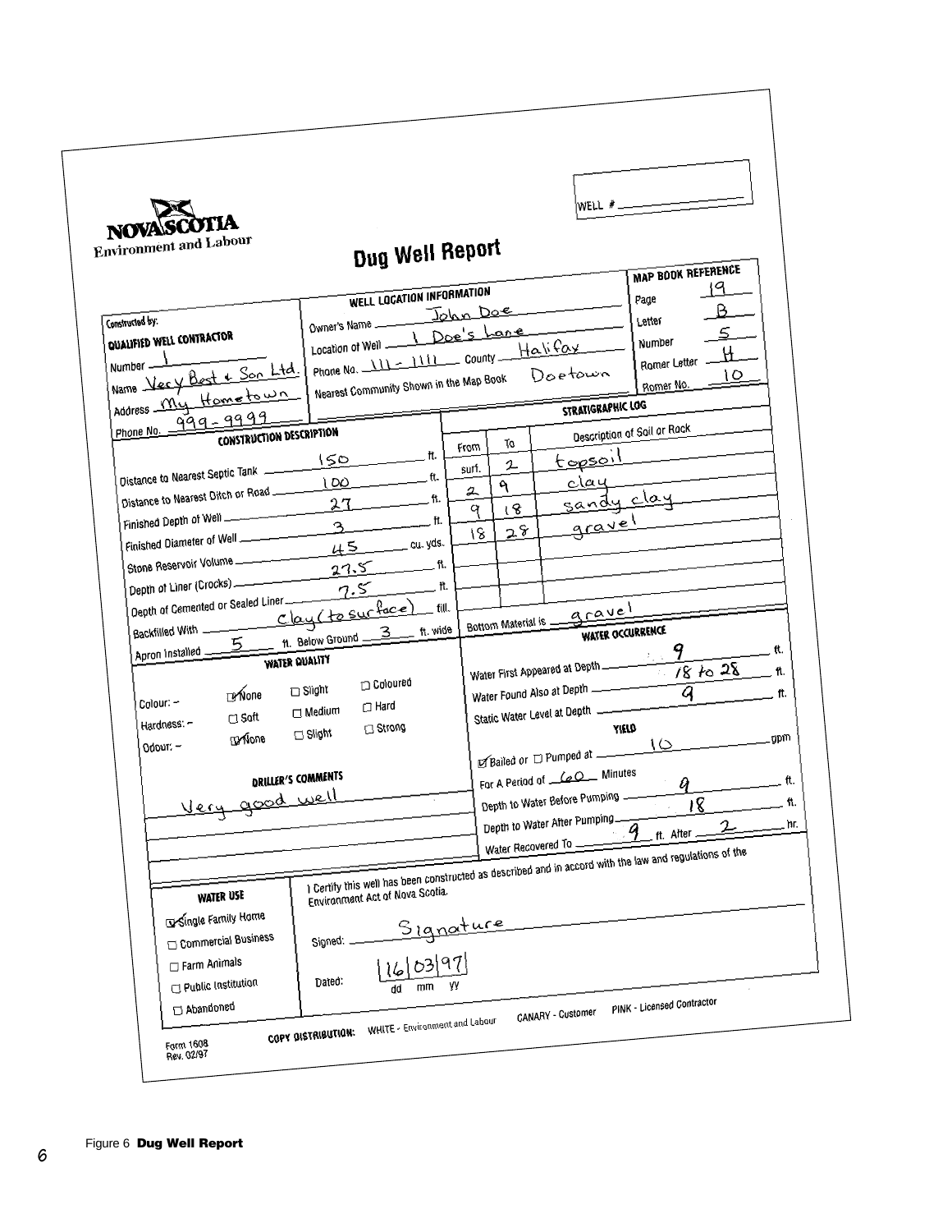NOVA SCOTIA
Environment and Labour

WELL # \_\_\_\_\_\_\_\_

# Dug Well Report

**MAP BOOK REFERENCE**

| | |
|---|---|
| Page | 19 |
| Letter | B |
| Number | 5 |
| Romer Letter | H |
| Romer No. | 10 |

**Constructed by:**
**QUALIFIED WELL CONTRACTOR**

Number: 1
Name: Very Best & Son Ltd.
Address: My Hometown
Phone No.: 999-9999

**WELL LOCATION INFORMATION**

Owner's Name: John Doe
Location of Well: 1 Doe's Lane
Phone No.: 111-1111 County: Halifax
Nearest Community Shown in the Map Book: Doetown

**CONSTRUCTION DESCRIPTION**

| | | |
|---|---|---|
| Distance to Nearest Septic Tank | 150 | ft. |
| Distance to Nearest Ditch or Road | 100 | ft. |
| Finished Depth of Well | 27 | ft. |
| Finished Diameter of Well | 3 | ft. |
| Stone Reservoir Volume | 45 | cu. yds. |
| Depth of Liner (Crocks) | 27.5 | ft. |
| Depth of Cemented or Sealed Liner | 7.5 | ft. |
| Backfilled With | Clay (to surface) | fill. |

Apron Installed: 5 ft. Below Ground 3 ft. wide

**STRATIGRAPHIC LOG**

| From | To | Description of Soil or Rock |
|---|---|---|
| surf. | 2 | topsoil |
| 2 | 9 | clay |
| 9 | 18 | sandy clay |
| 18 | 28 | gravel |

Bottom Material is: gravel

**WATER QUALITY**

Colour: – ☑ None ☐ Slight ☐ Coloured
Hardness: – ☐ Soft ☐ Medium ☐ Hard
Odour: – ☑ None ☐ Slight ☐ Strong

**WATER OCCURRENCE**

Water First Appeared at Depth: 9 ft.
Water Found Also at Depth: 18 to 28 ft.
Static Water Level at Depth: 9 ft.

**YIELD**

☑ Bailed or ☐ Pumped at: 10 gpm
For A Period of 60 Minutes
Depth to Water Before Pumping: 9 ft.
Depth to Water After Pumping: 18 ft.
Water Recovered To: 9 ft. After 2 hr.

**DRILLER'S COMMENTS**

Very good well

**WATER USE**

☑ Single Family Home
☐ Commercial Business
☐ Farm Animals
☐ Public Institution
☐ Abandoned

I Certify this well has been constructed as described and in accord with the law and regulations of the Environment Act of Nova Scotia.

Signed: Signature

Dated: 16 | 03 | 97 (dd mm yy)

Form 1608
Rev. 02/97

COPY DISTRIBUTION: WHITE - Environment and Labour CANARY - Customer PINK - Licensed Contractor

Figure 6 **Dug Well Report**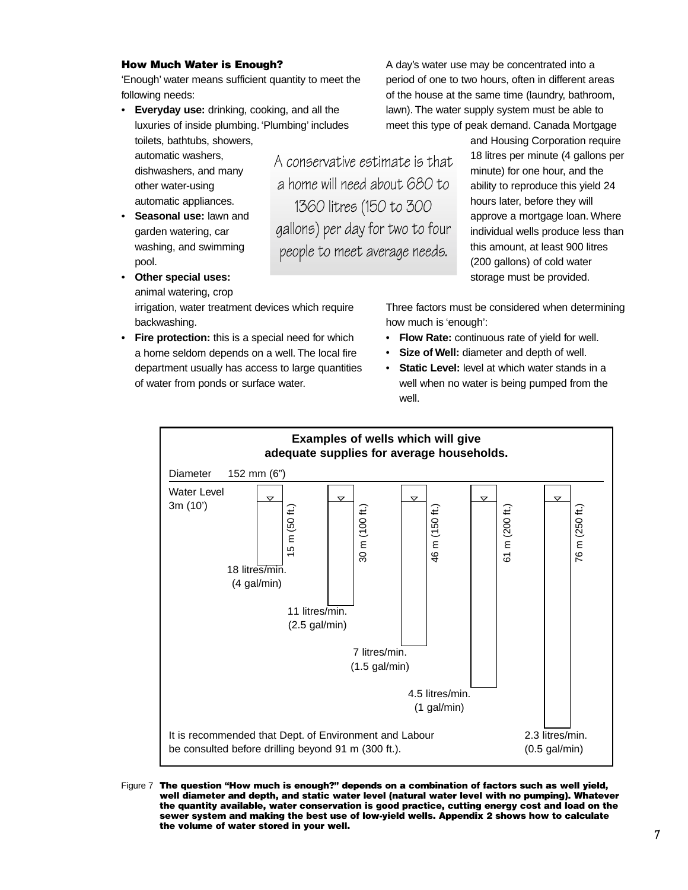### How Much Water is Enough?

'Enough' water means sufficient quantity to meet the following needs:

- **Everyday use:** drinking, cooking, and all the luxuries of inside plumbing. 'Plumbing' includes toilets, bathtubs, showers, automatic washers, dishwashers, and many other water-using automatic appliances.
- **Seasonal use:** lawn and garden watering, car washing, and swimming pool.
- **Other special uses:** animal watering, crop irrigation, water treatment devices which require backwashing.
- **Fire protection:** this is a special need for which a home seldom depends on a well. The local fire department usually has access to large quantities of water from ponds or surface water.

A conservative estimate is that a home will need about 680 to 1360 litres (150 to 300 gallons) per day for two to four people to meet average needs.

A day's water use may be concentrated into a period of one to two hours, often in different areas of the house at the same time (laundry, bathroom, lawn). The water supply system must be able to meet this type of peak demand. Canada Mortgage and Housing Corporation require 18 litres per minute (4 gallons per minute) for one hour, and the ability to reproduce this yield 24 hours later, before they will approve a mortgage loan. Where individual wells produce less than this amount, at least 900 litres (200 gallons) of cold water storage must be provided.

Three factors must be considered when determining how much is 'enough':

- **Flow Rate:** continuous rate of yield for well.
- **Size of Well:** diameter and depth of well.
- **Static Level:** level at which water stands in a well when no water is being pumped from the well.

**Examples of wells which will give adequate supplies for average households.**

Diameter 152 mm (6")

Water Level 3m (10')

| Well depth | Yield |
|---|---|
| 15 m (50 ft.) | 18 litres/min. (4 gal/min) |
| 30 m (100 ft.) | 11 litres/min. (2.5 gal/min) |
| 46 m (150 ft.) | 7 litres/min. (1.5 gal/min) |
| 61 m (200 ft.) | 4.5 litres/min. (1 gal/min) |
| 76 m (250 ft.) | 2.3 litres/min. (0.5 gal/min) |

It is recommended that Dept. of Environment and Labour be consulted before drilling beyond 91 m (300 ft.).

Figure 7 **The question "How much is enough?" depends on a combination of factors such as well yield, well diameter and depth, and static water level (natural water level with no pumping). Whatever the quantity available, water conservation is good practice, cutting energy cost and load on the sewer system and making the best use of low-yield wells. Appendix 2 shows how to calculate the volume of water stored in your well.**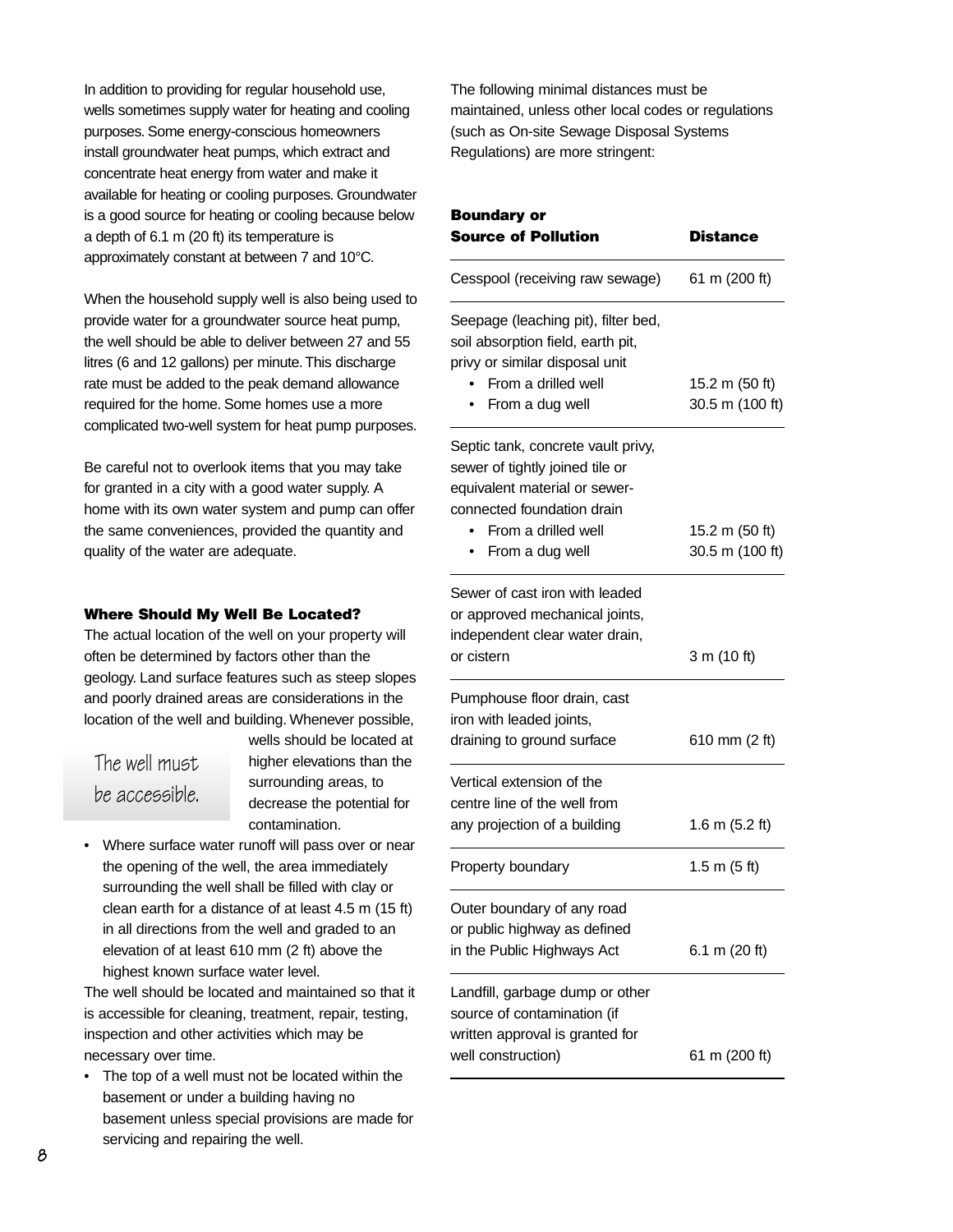In addition to providing for regular household use, wells sometimes supply water for heating and cooling purposes. Some energy-conscious homeowners install groundwater heat pumps, which extract and concentrate heat energy from water and make it available for heating or cooling purposes. Groundwater is a good source for heating or cooling because below a depth of 6.1 m (20 ft) its temperature is approximately constant at between 7 and 10°C.

When the household supply well is also being used to provide water for a groundwater source heat pump, the well should be able to deliver between 27 and 55 litres (6 and 12 gallons) per minute. This discharge rate must be added to the peak demand allowance required for the home. Some homes use a more complicated two-well system for heat pump purposes.

Be careful not to overlook items that you may take for granted in a city with a good water supply. A home with its own water system and pump can offer the same conveniences, provided the quantity and quality of the water are adequate.

## Where Should My Well Be Located?

The actual location of the well on your property will often be determined by factors other than the geology. Land surface features such as steep slopes and poorly drained areas are considerations in the location of the well and building. Whenever possible, wells should be located at higher elevations than the surrounding areas, to decrease the potential for contamination.

The well must be accessible.

- Where surface water runoff will pass over or near the opening of the well, the area immediately surrounding the well shall be filled with clay or clean earth for a distance of at least 4.5 m (15 ft) in all directions from the well and graded to an elevation of at least 610 mm (2 ft) above the highest known surface water level.

The well should be located and maintained so that it is accessible for cleaning, treatment, repair, testing, inspection and other activities which may be necessary over time.

- The top of a well must not be located within the basement or under a building having no basement unless special provisions are made for servicing and repairing the well.

The following minimal distances must be maintained, unless other local codes or regulations (such as On-site Sewage Disposal Systems Regulations) are more stringent:

| Boundary or Source of Pollution | Distance |
|---|---|
| Cesspool (receiving raw sewage) | 61 m (200 ft) |
| Seepage (leaching pit), filter bed, soil absorption field, earth pit, privy or similar disposal unit | |
| • From a drilled well | 15.2 m (50 ft) |
| • From a dug well | 30.5 m (100 ft) |
| Septic tank, concrete vault privy, sewer of tightly joined tile or equivalent material or sewer-connected foundation drain | |
| • From a drilled well | 15.2 m (50 ft) |
| • From a dug well | 30.5 m (100 ft) |
| Sewer of cast iron with leaded or approved mechanical joints, independent clear water drain, or cistern | 3 m (10 ft) |
| Pumphouse floor drain, cast iron with leaded joints, draining to ground surface | 610 mm (2 ft) |
| Vertical extension of the centre line of the well from any projection of a building | 1.6 m (5.2 ft) |
| Property boundary | 1.5 m (5 ft) |
| Outer boundary of any road or public highway as defined in the Public Highways Act | 6.1 m (20 ft) |
| Landfill, garbage dump or other source of contamination (if written approval is granted for well construction) | 61 m (200 ft) |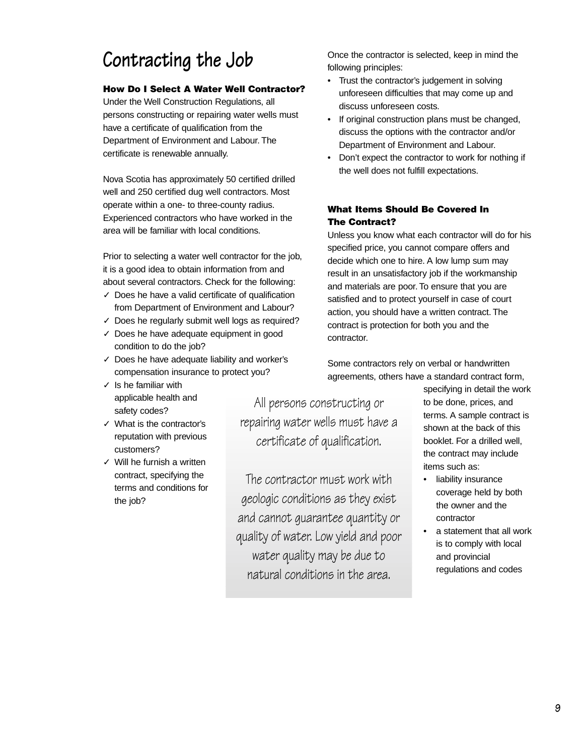# Contracting the Job

### How Do I Select A Water Well Contractor?

Under the Well Construction Regulations, all persons constructing or repairing water wells must have a certificate of qualification from the Department of Environment and Labour. The certificate is renewable annually.

Nova Scotia has approximately 50 certified drilled well and 250 certified dug well contractors. Most operate within a one- to three-county radius. Experienced contractors who have worked in the area will be familiar with local conditions.

Prior to selecting a water well contractor for the job, it is a good idea to obtain information from and about several contractors. Check for the following:

- ✓ Does he have a valid certificate of qualification from Department of Environment and Labour?
- ✓ Does he regularly submit well logs as required?
- ✓ Does he have adequate equipment in good condition to do the job?
- ✓ Does he have adequate liability and worker's compensation insurance to protect you?
- ✓ Is he familiar with applicable health and safety codes?
- ✓ What is the contractor's reputation with previous customers?
- ✓ Will he furnish a written contract, specifying the terms and conditions for the job?

Once the contractor is selected, keep in mind the following principles:

- Trust the contractor's judgement in solving unforeseen difficulties that may come up and discuss unforeseen costs.
- If original construction plans must be changed, discuss the options with the contractor and/or Department of Environment and Labour.
- Don't expect the contractor to work for nothing if the well does not fulfill expectations.

### What Items Should Be Covered In The Contract?

Unless you know what each contractor will do for his specified price, you cannot compare offers and decide which one to hire. A low lump sum may result in an unsatisfactory job if the workmanship and materials are poor. To ensure that you are satisfied and to protect yourself in case of court action, you should have a written contract. The contract is protection for both you and the contractor.

Some contractors rely on verbal or handwritten agreements, others have a standard contract form, specifying in detail the work to be done, prices, and terms. A sample contract is shown at the back of this booklet. For a drilled well, the contract may include items such as:

- liability insurance coverage held by both the owner and the contractor
- a statement that all work is to comply with local and provincial regulations and codes

> All persons constructing or repairing water wells must have a certificate of qualification.
>
> The contractor must work with geologic conditions as they exist and cannot guarantee quantity or quality of water. Low yield and poor water quality may be due to natural conditions in the area.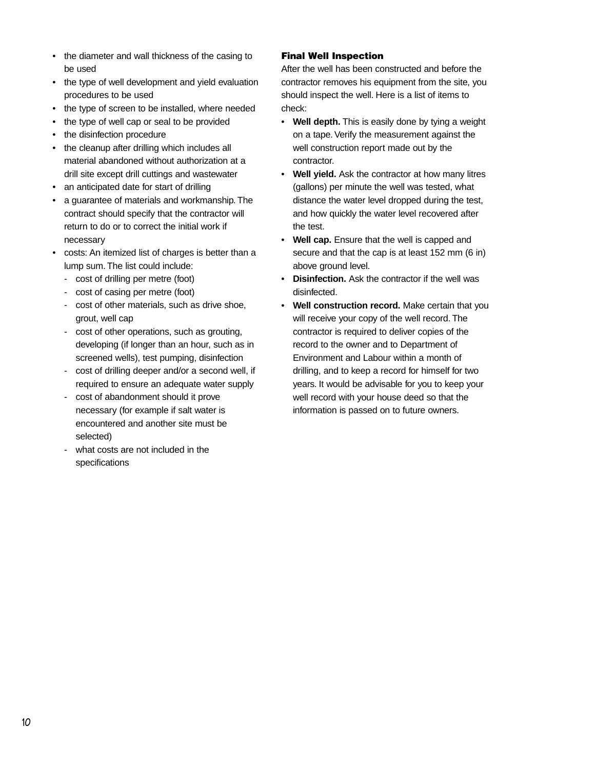- the diameter and wall thickness of the casing to be used
- the type of well development and yield evaluation procedures to be used
- the type of screen to be installed, where needed
- the type of well cap or seal to be provided
- the disinfection procedure
- the cleanup after drilling which includes all material abandoned without authorization at a drill site except drill cuttings and wastewater
- an anticipated date for start of drilling
- a guarantee of materials and workmanship. The contract should specify that the contractor will return to do or to correct the initial work if necessary
- costs: An itemized list of charges is better than a lump sum. The list could include:
  - cost of drilling per metre (foot)
  - cost of casing per metre (foot)
  - cost of other materials, such as drive shoe, grout, well cap
  - cost of other operations, such as grouting, developing (if longer than an hour, such as in screened wells), test pumping, disinfection
  - cost of drilling deeper and/or a second well, if required to ensure an adequate water supply
  - cost of abandonment should it prove necessary (for example if salt water is encountered and another site must be selected)
  - what costs are not included in the specifications

### Final Well Inspection

After the well has been constructed and before the contractor removes his equipment from the site, you should inspect the well. Here is a list of items to check:

- **Well depth.** This is easily done by tying a weight on a tape. Verify the measurement against the well construction report made out by the contractor.
- **Well yield.** Ask the contractor at how many litres (gallons) per minute the well was tested, what distance the water level dropped during the test, and how quickly the water level recovered after the test.
- **Well cap.** Ensure that the well is capped and secure and that the cap is at least 152 mm (6 in) above ground level.
- **Disinfection.** Ask the contractor if the well was disinfected.
- **Well construction record.** Make certain that you will receive your copy of the well record. The contractor is required to deliver copies of the record to the owner and to Department of Environment and Labour within a month of drilling, and to keep a record for himself for two years. It would be advisable for you to keep your well record with your house deed so that the information is passed on to future owners.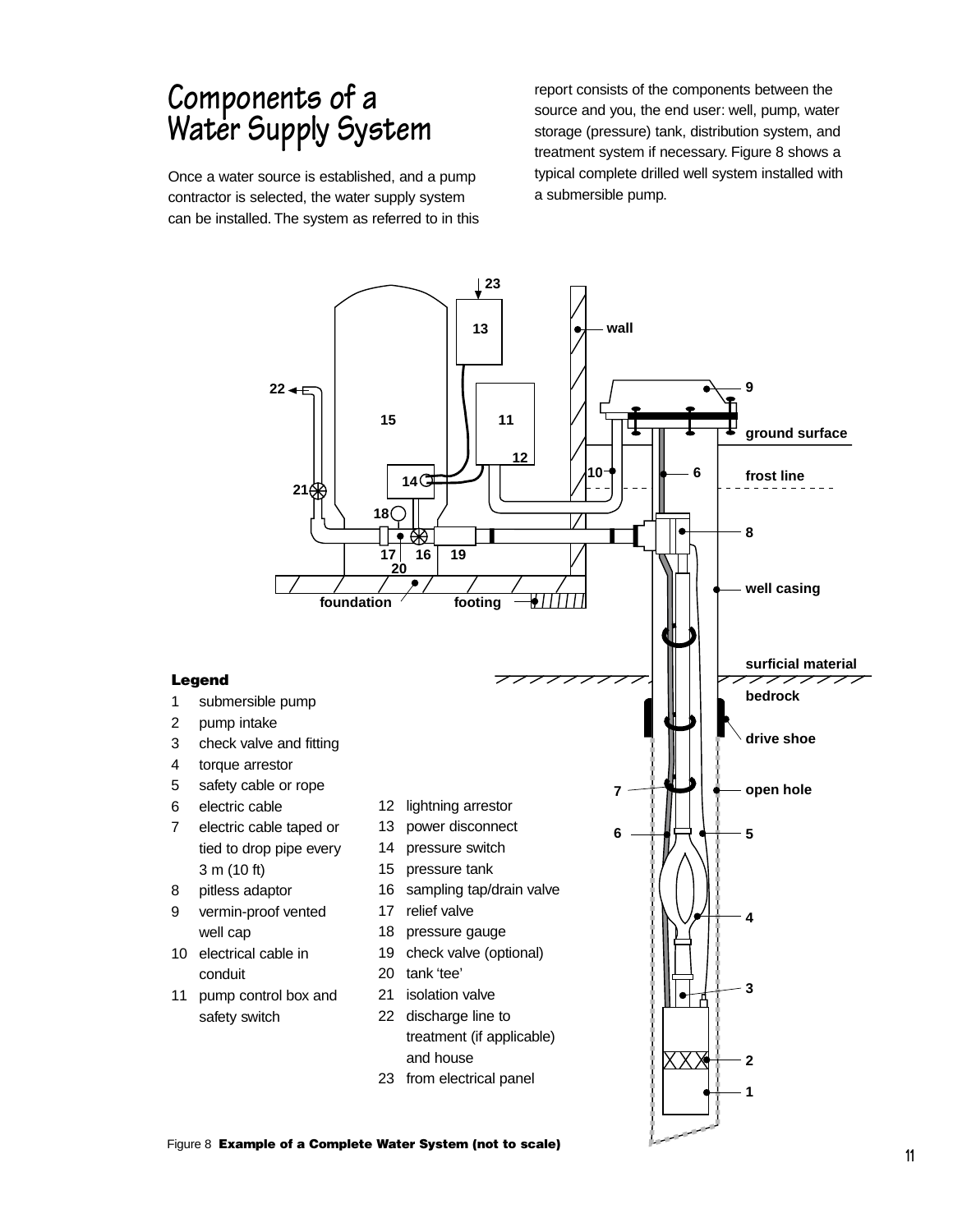## Components of a Water Supply System

Once a water source is established, and a pump contractor is selected, the water supply system can be installed. The system as referred to in this report consists of the components between the source and you, the end user: well, pump, water storage (pressure) tank, distribution system, and treatment system if necessary. Figure 8 shows a typical complete drilled well system installed with a submersible pump.

**Legend**

1. submersible pump
2. pump intake
3. check valve and fitting
4. torque arrestor
5. safety cable or rope
6. electric cable
7. electric cable taped or tied to drop pipe every 3 m (10 ft)
8. pitless adaptor
9. vermin-proof vented well cap
10. electrical cable in conduit
11. pump control box and safety switch
12. lightning arrestor
13. power disconnect
14. pressure switch
15. pressure tank
16. sampling tap/drain valve
17. relief valve
18. pressure gauge
19. check valve (optional)
20. tank 'tee'
21. isolation valve
22. discharge line to treatment (if applicable) and house
23. from electrical panel

Figure 8 **Example of a Complete Water System (not to scale)**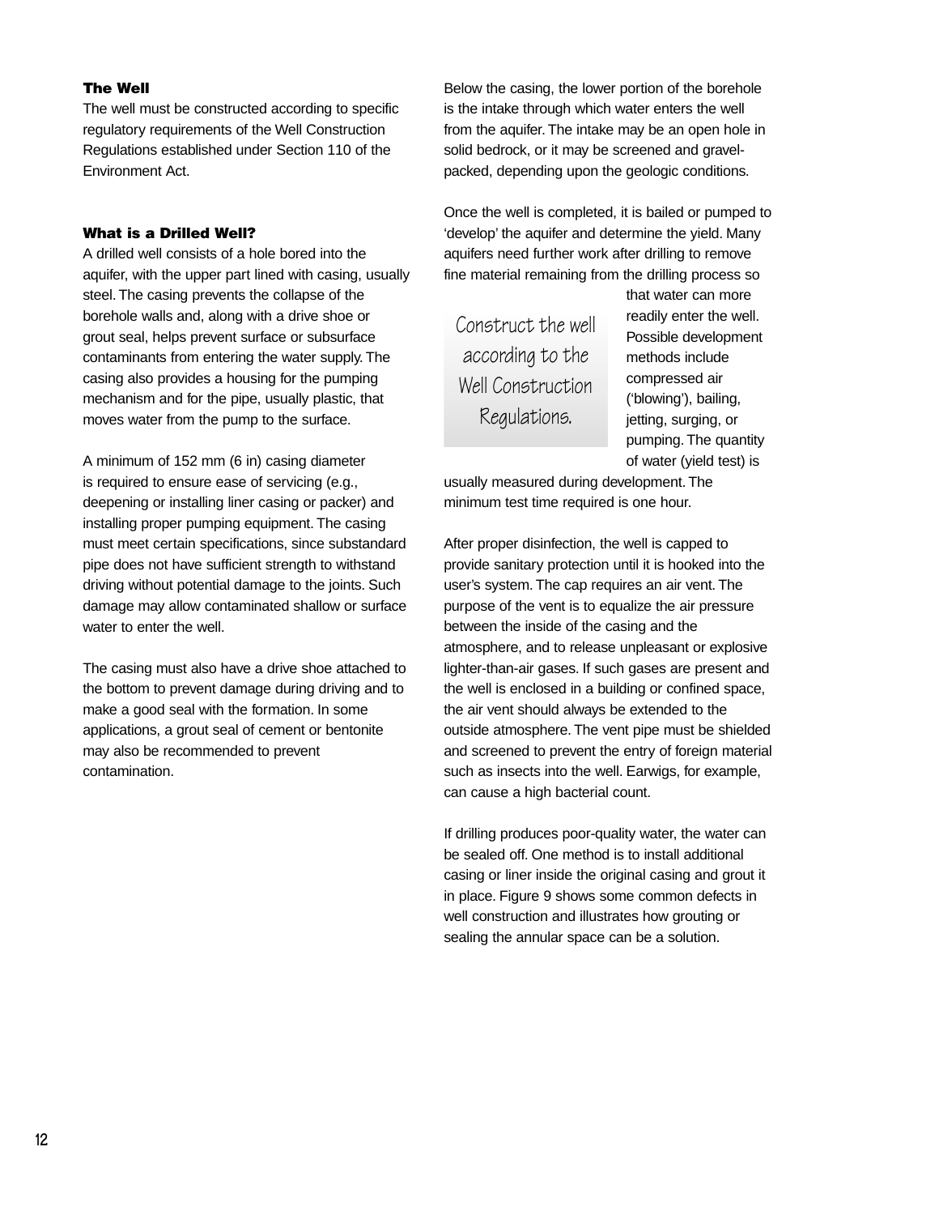### The Well

The well must be constructed according to specific regulatory requirements of the Well Construction Regulations established under Section 110 of the Environment Act.

### What is a Drilled Well?

A drilled well consists of a hole bored into the aquifer, with the upper part lined with casing, usually steel. The casing prevents the collapse of the borehole walls and, along with a drive shoe or grout seal, helps prevent surface or subsurface contaminants from entering the water supply. The casing also provides a housing for the pumping mechanism and for the pipe, usually plastic, that moves water from the pump to the surface.

A minimum of 152 mm (6 in) casing diameter is required to ensure ease of servicing (e.g., deepening or installing liner casing or packer) and installing proper pumping equipment. The casing must meet certain specifications, since substandard pipe does not have sufficient strength to withstand driving without potential damage to the joints. Such damage may allow contaminated shallow or surface water to enter the well.

The casing must also have a drive shoe attached to the bottom to prevent damage during driving and to make a good seal with the formation. In some applications, a grout seal of cement or bentonite may also be recommended to prevent contamination.

Below the casing, the lower portion of the borehole is the intake through which water enters the well from the aquifer. The intake may be an open hole in solid bedrock, or it may be screened and gravel-packed, depending upon the geologic conditions.

Once the well is completed, it is bailed or pumped to 'develop' the aquifer and determine the yield. Many aquifers need further work after drilling to remove fine material remaining from the drilling process so that water can more readily enter the well. Possible development methods include compressed air ('blowing'), bailing, jetting, surging, or pumping. The quantity of water (yield test) is usually measured during development. The minimum test time required is one hour.

> Construct the well according to the Well Construction Regulations.

After proper disinfection, the well is capped to provide sanitary protection until it is hooked into the user's system. The cap requires an air vent. The purpose of the vent is to equalize the air pressure between the inside of the casing and the atmosphere, and to release unpleasant or explosive lighter-than-air gases. If such gases are present and the well is enclosed in a building or confined space, the air vent should always be extended to the outside atmosphere. The vent pipe must be shielded and screened to prevent the entry of foreign material such as insects into the well. Earwigs, for example, can cause a high bacterial count.

If drilling produces poor-quality water, the water can be sealed off. One method is to install additional casing or liner inside the original casing and grout it in place. Figure 9 shows some common defects in well construction and illustrates how grouting or sealing the annular space can be a solution.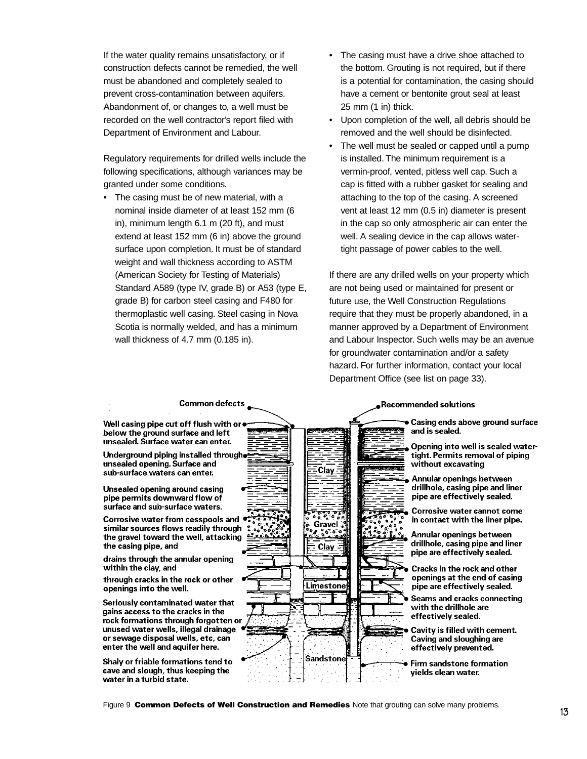If the water quality remains unsatisfactory, or if construction defects cannot be remedied, the well must be abandoned and completely sealed to prevent cross-contamination between aquifers. Abandonment of, or changes to, a well must be recorded on the well contractor's report filed with Department of Environment and Labour.

Regulatory requirements for drilled wells include the following specifications, although variances may be granted under some conditions.

- The casing must be of new material, with a nominal inside diameter of at least 152 mm (6 in), minimum length 6.1 m (20 ft), and must extend at least 152 mm (6 in) above the ground surface upon completion. It must be of standard weight and wall thickness according to ASTM (American Society for Testing of Materials) Standard A589 (type IV, grade B) or A53 (type E, grade B) for carbon steel casing and F480 for thermoplastic well casing. Steel casing in Nova Scotia is normally welded, and has a minimum wall thickness of 4.7 mm (0.185 in).
- The casing must have a drive shoe attached to the bottom. Grouting is not required, but if there is a potential for contamination, the casing should have a cement or bentonite grout seal at least 25 mm (1 in) thick.
- Upon completion of the well, all debris should be removed and the well should be disinfected.
- The well must be sealed or capped until a pump is installed. The minimum requirement is a vermin-proof, vented, pitless well cap. Such a cap is fitted with a rubber gasket for sealing and attaching to the top of the casing. A screened vent at least 12 mm (0.5 in) diameter is present in the cap so only atmospheric air can enter the well. A sealing device in the cap allows water-tight passage of power cables to the well.

If there are any drilled wells on your property which are not being used or maintained for present or future use, the Well Construction Regulations require that they must be properly abandoned, in a manner approved by a Department of Environment and Labour Inspector. Such wells may be an avenue for groundwater contamination and/or a safety hazard. For further information, contact your local Department Office (see list on page 33).

**Common defects**

- Well casing pipe cut off flush with or below the ground surface and left unsealed. Surface water can enter.
- Underground piping installed through unsealed opening. Surface and sub-surface waters can enter.
- Unsealed opening around casing pipe permits downward flow of surface and sub-surface waters.
- Corrosive water from cesspools and similar sources flows readily through the gravel toward the well, attacking the casing pipe, and
- drains through the annular opening within the clay, and
- through cracks in the rock or other openings into the well.
- Seriously contaminated water that gains access to the cracks in the rock formations through forgotten or unused water wells, illegal drainage or sewage disposal wells, etc, can enter the well and aquifer here.
- Shaly or friable formations tend to cave and slough, thus keeping the water in a turbid state.

**Recommended solutions**

- Casing ends above ground surface and is sealed.
- Opening into well is sealed water-tight. Permits removal of piping without excavating
- Annular openings between drillhole, casing pipe and liner pipe are effectively sealed.
- Corrosive water cannot come in contact with the liner pipe.
- Annular openings between drillhole, casing pipe and liner pipe are effectively sealed.
- Cracks in the rock and other openings at the end of casing pipe are effectively sealed.
- Seams and cracks connecting with the drillhole are effectively sealed.
- Cavity is filled with cement. Caving and sloughing are effectively prevented.
- Firm sandstone formation yields clean water.

Clay · Gravel · Clay · Limestone · Sandstone

Figure 9 **Common Defects of Well Construction and Remedies** Note that grouting can solve many problems.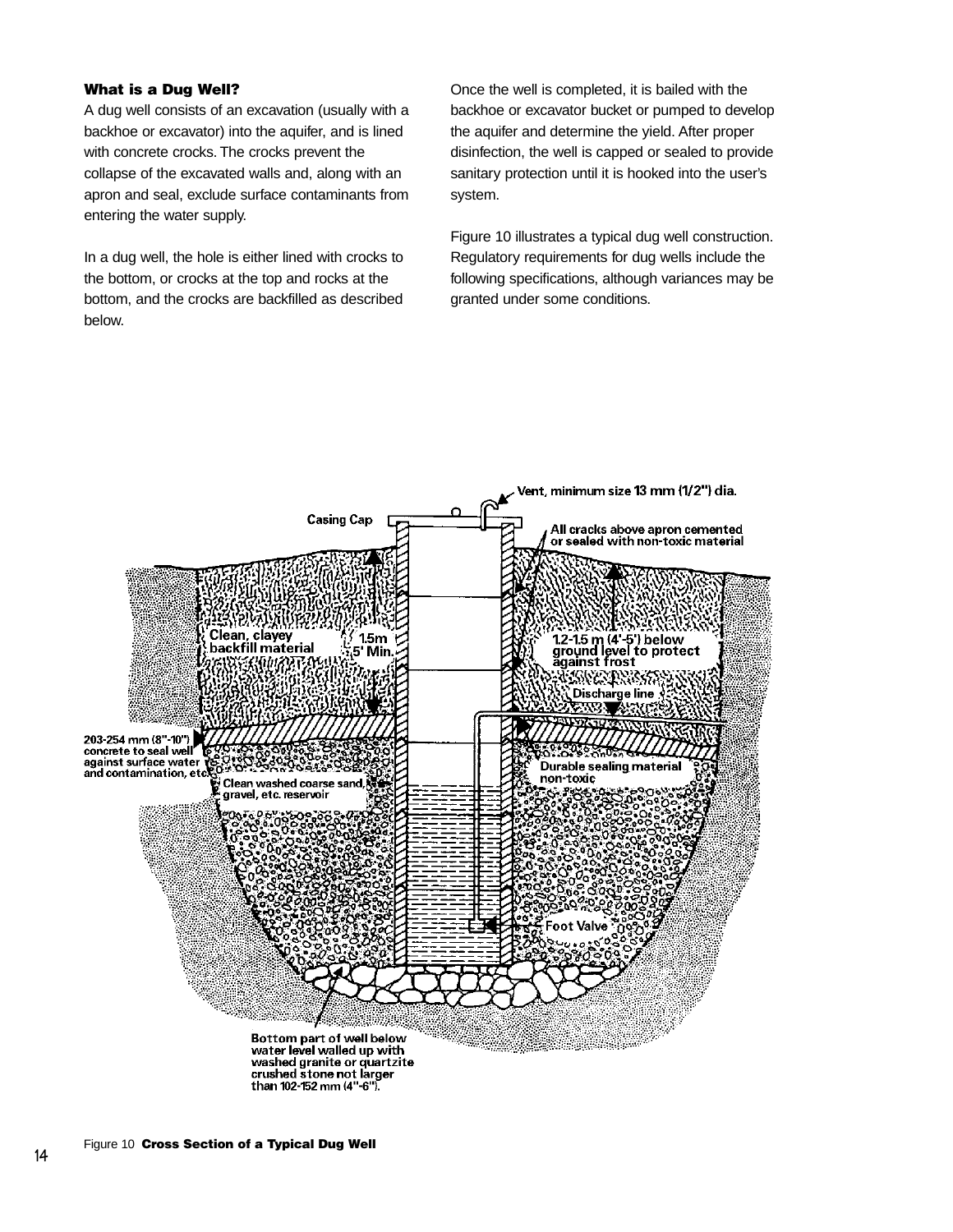### What is a Dug Well?

A dug well consists of an excavation (usually with a backhoe or excavator) into the aquifer, and is lined with concrete crocks. The crocks prevent the collapse of the excavated walls and, along with an apron and seal, exclude surface contaminants from entering the water supply.

In a dug well, the hole is either lined with crocks to the bottom, or crocks at the top and rocks at the bottom, and the crocks are backfilled as described below.

Once the well is completed, it is bailed with the backhoe or excavator bucket or pumped to develop the aquifer and determine the yield. After proper disinfection, the well is capped or sealed to provide sanitary protection until it is hooked into the user's system.

Figure 10 illustrates a typical dug well construction. Regulatory requirements for dug wells include the following specifications, although variances may be granted under some conditions.

Vent, minimum size 13 mm (1/2") dia.

Casing Cap

All cracks above apron cemented or sealed with non-toxic material

Clean, clayey backfill material

1.5m 5' Min.

1.2-1.5 m (4'-5') below ground level to protect against frost

Discharge line

203-254 mm (8"-10") concrete to seal well against surface water and contamination, etc.

Durable sealing material non-toxic

Clean washed coarse sand, gravel, etc. reservoir

Foot Valve

Bottom part of well below water level walled up with washed granite or quartzite crushed stone not larger than 102-152 mm (4"-6").

Figure 10 **Cross Section of a Typical Dug Well**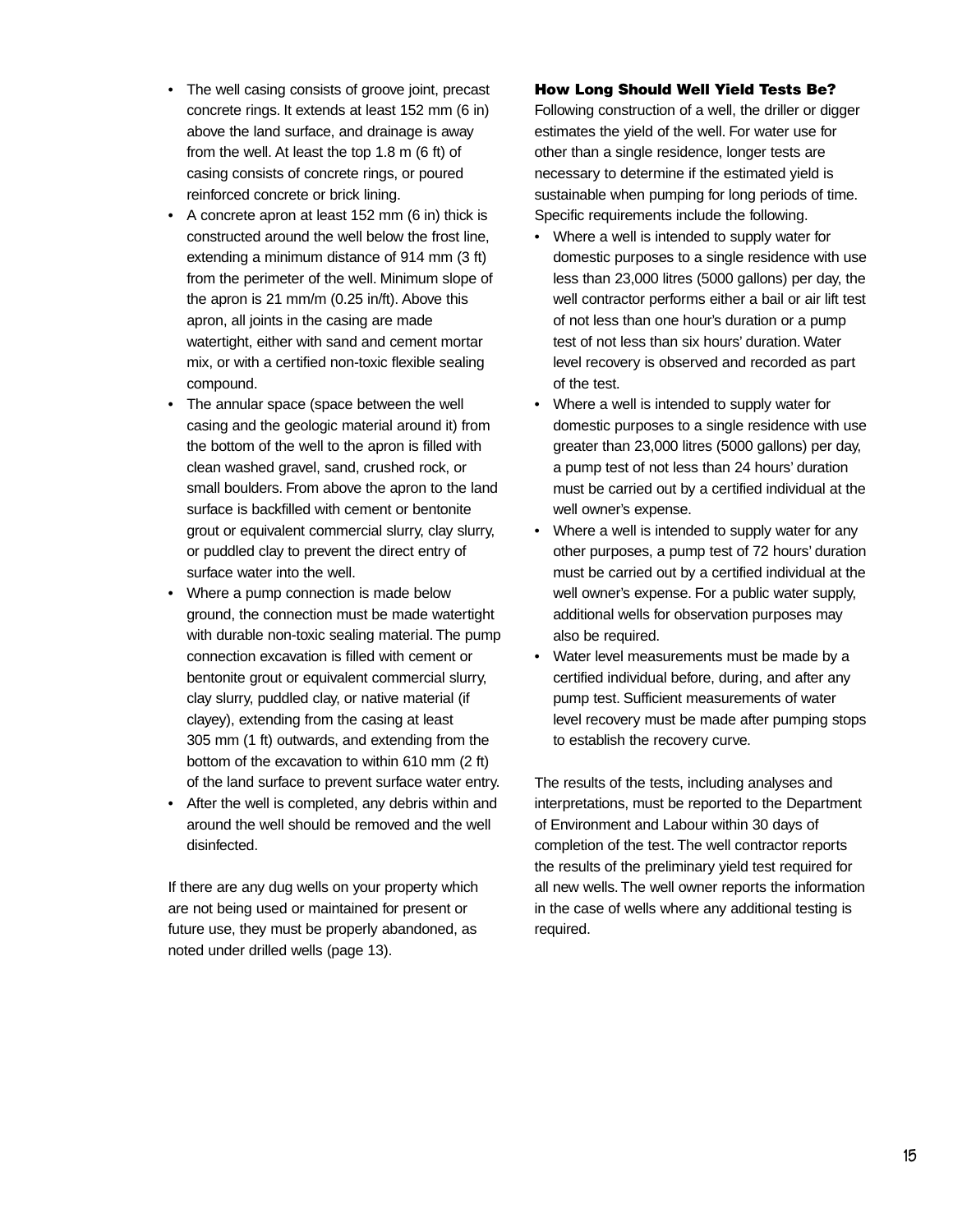- The well casing consists of groove joint, precast concrete rings. It extends at least 152 mm (6 in) above the land surface, and drainage is away from the well. At least the top 1.8 m (6 ft) of casing consists of concrete rings, or poured reinforced concrete or brick lining.
- A concrete apron at least 152 mm (6 in) thick is constructed around the well below the frost line, extending a minimum distance of 914 mm (3 ft) from the perimeter of the well. Minimum slope of the apron is 21 mm/m (0.25 in/ft). Above this apron, all joints in the casing are made watertight, either with sand and cement mortar mix, or with a certified non-toxic flexible sealing compound.
- The annular space (space between the well casing and the geologic material around it) from the bottom of the well to the apron is filled with clean washed gravel, sand, crushed rock, or small boulders. From above the apron to the land surface is backfilled with cement or bentonite grout or equivalent commercial slurry, clay slurry, or puddled clay to prevent the direct entry of surface water into the well.
- Where a pump connection is made below ground, the connection must be made watertight with durable non-toxic sealing material. The pump connection excavation is filled with cement or bentonite grout or equivalent commercial slurry, clay slurry, puddled clay, or native material (if clayey), extending from the casing at least 305 mm (1 ft) outwards, and extending from the bottom of the excavation to within 610 mm (2 ft) of the land surface to prevent surface water entry.
- After the well is completed, any debris within and around the well should be removed and the well disinfected.

If there are any dug wells on your property which are not being used or maintained for present or future use, they must be properly abandoned, as noted under drilled wells (page 13).

### How Long Should Well Yield Tests Be?

Following construction of a well, the driller or digger estimates the yield of the well. For water use for other than a single residence, longer tests are necessary to determine if the estimated yield is sustainable when pumping for long periods of time. Specific requirements include the following.

- Where a well is intended to supply water for domestic purposes to a single residence with use less than 23,000 litres (5000 gallons) per day, the well contractor performs either a bail or air lift test of not less than one hour's duration or a pump test of not less than six hours' duration. Water level recovery is observed and recorded as part of the test.
- Where a well is intended to supply water for domestic purposes to a single residence with use greater than 23,000 litres (5000 gallons) per day, a pump test of not less than 24 hours' duration must be carried out by a certified individual at the well owner's expense.
- Where a well is intended to supply water for any other purposes, a pump test of 72 hours' duration must be carried out by a certified individual at the well owner's expense. For a public water supply, additional wells for observation purposes may also be required.
- Water level measurements must be made by a certified individual before, during, and after any pump test. Sufficient measurements of water level recovery must be made after pumping stops to establish the recovery curve.

The results of the tests, including analyses and interpretations, must be reported to the Department of Environment and Labour within 30 days of completion of the test. The well contractor reports the results of the preliminary yield test required for all new wells. The well owner reports the information in the case of wells where any additional testing is required.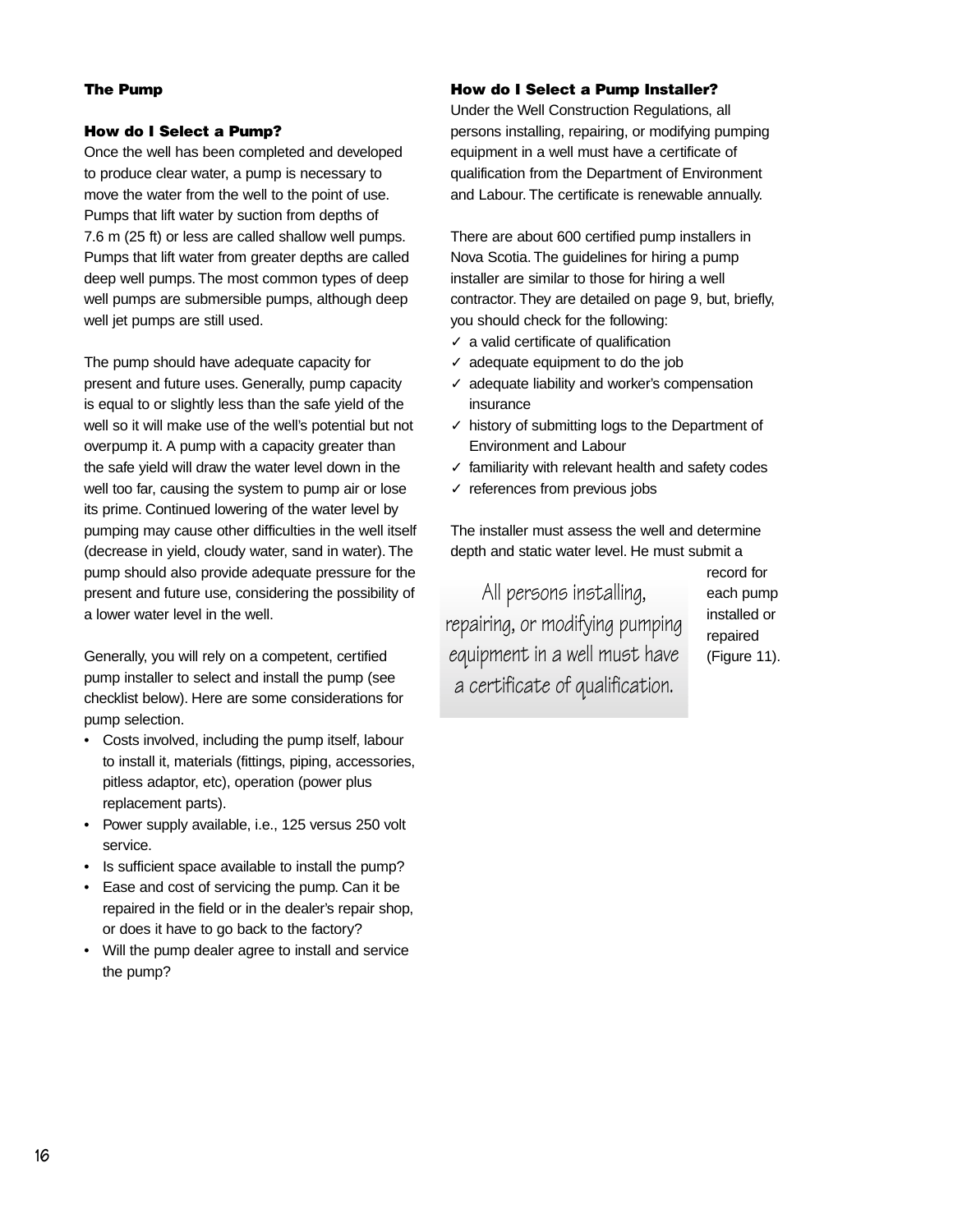## The Pump

### How do I Select a Pump?

Once the well has been completed and developed to produce clear water, a pump is necessary to move the water from the well to the point of use. Pumps that lift water by suction from depths of 7.6 m (25 ft) or less are called shallow well pumps. Pumps that lift water from greater depths are called deep well pumps. The most common types of deep well pumps are submersible pumps, although deep well jet pumps are still used.

The pump should have adequate capacity for present and future uses. Generally, pump capacity is equal to or slightly less than the safe yield of the well so it will make use of the well's potential but not overpump it. A pump with a capacity greater than the safe yield will draw the water level down in the well too far, causing the system to pump air or lose its prime. Continued lowering of the water level by pumping may cause other difficulties in the well itself (decrease in yield, cloudy water, sand in water). The pump should also provide adequate pressure for the present and future use, considering the possibility of a lower water level in the well.

Generally, you will rely on a competent, certified pump installer to select and install the pump (see checklist below). Here are some considerations for pump selection.

- Costs involved, including the pump itself, labour to install it, materials (fittings, piping, accessories, pitless adaptor, etc), operation (power plus replacement parts).
- Power supply available, i.e., 125 versus 250 volt service.
- Is sufficient space available to install the pump?
- Ease and cost of servicing the pump. Can it be repaired in the field or in the dealer's repair shop, or does it have to go back to the factory?
- Will the pump dealer agree to install and service the pump?

### How do I Select a Pump Installer?

Under the Well Construction Regulations, all persons installing, repairing, or modifying pumping equipment in a well must have a certificate of qualification from the Department of Environment and Labour. The certificate is renewable annually.

There are about 600 certified pump installers in Nova Scotia. The guidelines for hiring a pump installer are similar to those for hiring a well contractor. They are detailed on page 9, but, briefly, you should check for the following:

- ✓ a valid certificate of qualification
- ✓ adequate equipment to do the job
- ✓ adequate liability and worker's compensation insurance
- ✓ history of submitting logs to the Department of Environment and Labour
- ✓ familiarity with relevant health and safety codes
- ✓ references from previous jobs

The installer must assess the well and determine depth and static water level. He must submit a record for each pump installed or repaired (Figure 11).

> All persons installing, repairing, or modifying pumping equipment in a well must have a certificate of qualification.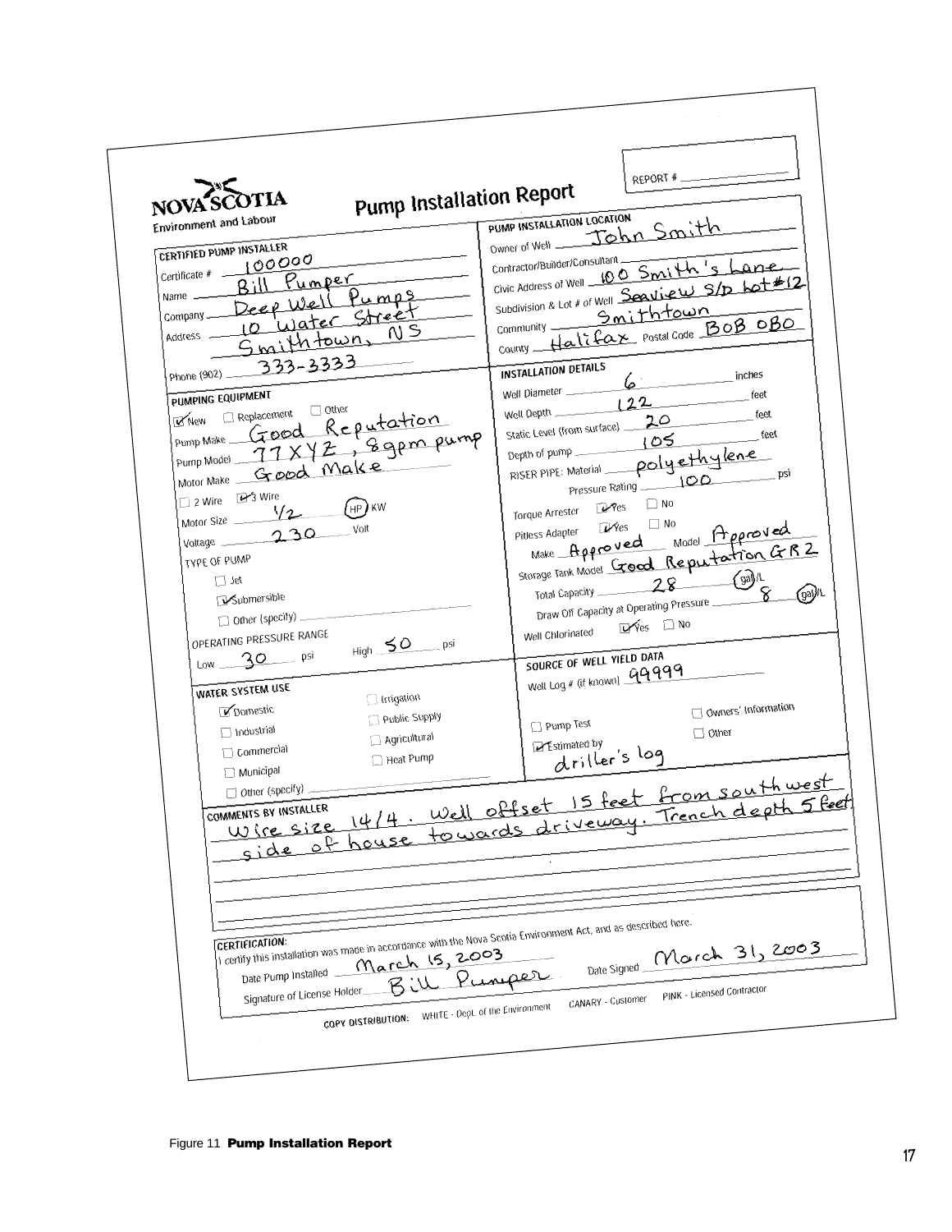# Pump Installation Report

**NOVA SCOTIA**
Environment and Labour

REPORT # ____________

## CERTIFIED PUMP INSTALLER

Certificate # 100000

Name Bill Pumper

Company Deep Well Pumps

Address 10 Water Street
Smithtown, NS

Phone (902) 333-3333

## PUMP INSTALLATION LOCATION

Owner of Well John Smith

Contractor/Builder/Consultant ____________

Civic Address of Well 100 Smith's Lane

Subdivision & Lot # of Well Seaview S/D Lot #12

Community Smithtown

County Halifax Postal Code B0B 0B0

## PUMPING EQUIPMENT

☑ New ☐ Replacement ☐ Other

Pump Make Good Reputation

Pump Model 77XYZ, 8gpm pump

Motor Make Good Make

☐ 2 Wire ☑ 3 Wire

Motor Size 1/2 (HP) KW

Voltage 230 Volt

TYPE OF PUMP

☐ Jet

☑ Submersible

☐ Other (specify) ____________

OPERATING PRESSURE RANGE

Low 30 psi High 50 psi

## INSTALLATION DETAILS

Well Diameter 6 inches

Well Depth 122 feet

Static Level (from surface) 20 feet

Depth of pump 105 feet

RISER PIPE: Material polyethylene

Pressure Rating 100 psi

Torque Arrester ☑ Yes ☐ No

Pitless Adapter ☑ Yes ☐ No

Make Approved Model Approved

Storage Tank Model Good Reputation GR2

Total Capacity 28 (gal)/L

Draw Off Capacity at Operating Pressure 8 (gal)/L

Well Chlorinated ☑ Yes ☐ No

## WATER SYSTEM USE

☑ Domestic ☐ Irrigation

☐ Industrial ☐ Public Supply

☐ Commercial ☐ Agricultural

☐ Municipal ☐ Heat Pump

☐ Other (specify) ____________

## SOURCE OF WELL YIELD DATA

Well Log # (if known) 99999

☐ Pump Test ☐ Owners' Information

☑ Estimated by ☐ Other

driller's log

## COMMENTS BY INSTALLER

Wire size 14/4. Well offset 15 feet from southwest side of house towards driveway. Trench depth 5 feet

## CERTIFICATION:

I certify this installation was made in accordance with the Nova Scotia Environment Act, and as described here.

Date Pump Installed March 15, 2003 Date Signed March 31, 2003

Signature of License Holder Bill Pumper

COPY DISTRIBUTION: WHITE - Dept. of the Environment CANARY - Customer PINK - Licensed Contractor

Figure 11 **Pump Installation Report**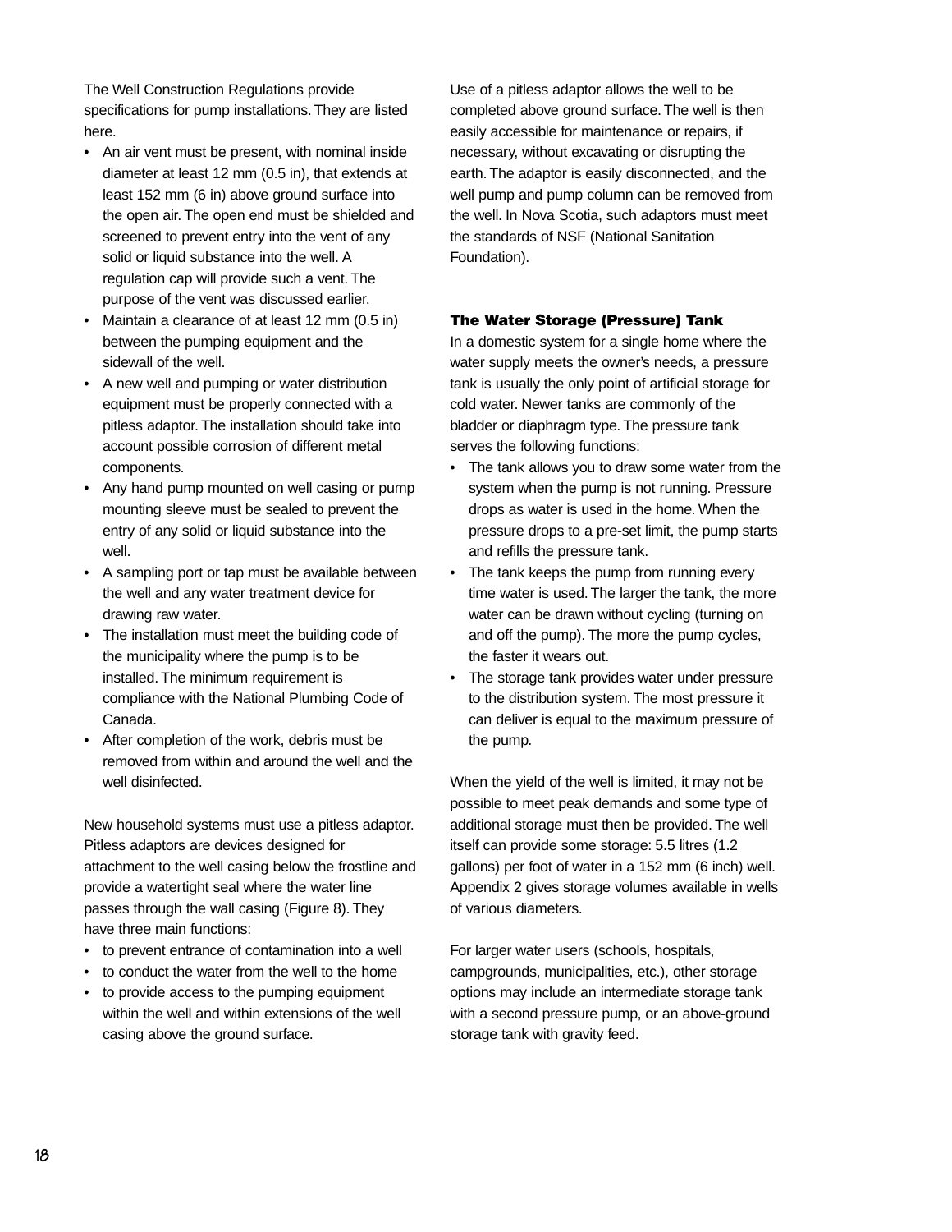The Well Construction Regulations provide specifications for pump installations. They are listed here.

- An air vent must be present, with nominal inside diameter at least 12 mm (0.5 in), that extends at least 152 mm (6 in) above ground surface into the open air. The open end must be shielded and screened to prevent entry into the vent of any solid or liquid substance into the well. A regulation cap will provide such a vent. The purpose of the vent was discussed earlier.
- Maintain a clearance of at least 12 mm (0.5 in) between the pumping equipment and the sidewall of the well.
- A new well and pumping or water distribution equipment must be properly connected with a pitless adaptor. The installation should take into account possible corrosion of different metal components.
- Any hand pump mounted on well casing or pump mounting sleeve must be sealed to prevent the entry of any solid or liquid substance into the well.
- A sampling port or tap must be available between the well and any water treatment device for drawing raw water.
- The installation must meet the building code of the municipality where the pump is to be installed. The minimum requirement is compliance with the National Plumbing Code of Canada.
- After completion of the work, debris must be removed from within and around the well and the well disinfected.

New household systems must use a pitless adaptor. Pitless adaptors are devices designed for attachment to the well casing below the frostline and provide a watertight seal where the water line passes through the wall casing (Figure 8). They have three main functions:

- to prevent entrance of contamination into a well
- to conduct the water from the well to the home
- to provide access to the pumping equipment within the well and within extensions of the well casing above the ground surface.

Use of a pitless adaptor allows the well to be completed above ground surface. The well is then easily accessible for maintenance or repairs, if necessary, without excavating or disrupting the earth. The adaptor is easily disconnected, and the well pump and pump column can be removed from the well. In Nova Scotia, such adaptors must meet the standards of NSF (National Sanitation Foundation).

### The Water Storage (Pressure) Tank

In a domestic system for a single home where the water supply meets the owner's needs, a pressure tank is usually the only point of artificial storage for cold water. Newer tanks are commonly of the bladder or diaphragm type. The pressure tank serves the following functions:

- The tank allows you to draw some water from the system when the pump is not running. Pressure drops as water is used in the home. When the pressure drops to a pre-set limit, the pump starts and refills the pressure tank.
- The tank keeps the pump from running every time water is used. The larger the tank, the more water can be drawn without cycling (turning on and off the pump). The more the pump cycles, the faster it wears out.
- The storage tank provides water under pressure to the distribution system. The most pressure it can deliver is equal to the maximum pressure of the pump.

When the yield of the well is limited, it may not be possible to meet peak demands and some type of additional storage must then be provided. The well itself can provide some storage: 5.5 litres (1.2 gallons) per foot of water in a 152 mm (6 inch) well. Appendix 2 gives storage volumes available in wells of various diameters.

For larger water users (schools, hospitals, campgrounds, municipalities, etc.), other storage options may include an intermediate storage tank with a second pressure pump, or an above-ground storage tank with gravity feed.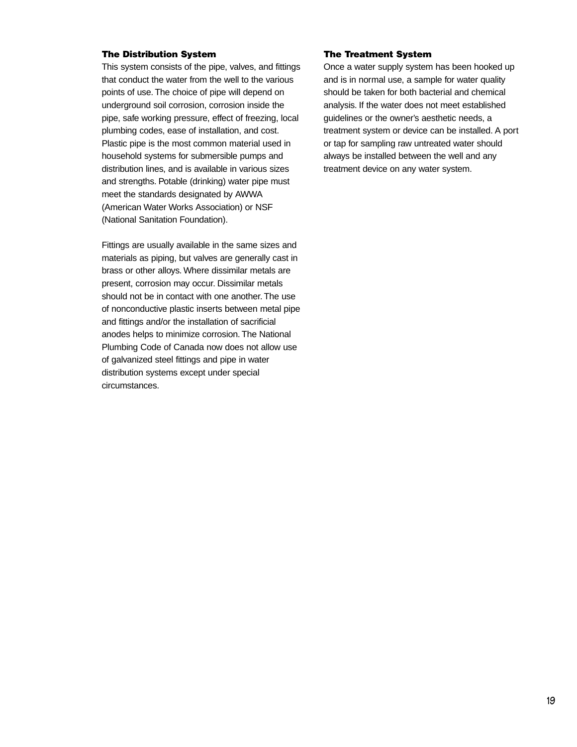### The Distribution System

This system consists of the pipe, valves, and fittings that conduct the water from the well to the various points of use. The choice of pipe will depend on underground soil corrosion, corrosion inside the pipe, safe working pressure, effect of freezing, local plumbing codes, ease of installation, and cost. Plastic pipe is the most common material used in household systems for submersible pumps and distribution lines, and is available in various sizes and strengths. Potable (drinking) water pipe must meet the standards designated by AWWA (American Water Works Association) or NSF (National Sanitation Foundation).

Fittings are usually available in the same sizes and materials as piping, but valves are generally cast in brass or other alloys. Where dissimilar metals are present, corrosion may occur. Dissimilar metals should not be in contact with one another. The use of nonconductive plastic inserts between metal pipe and fittings and/or the installation of sacrificial anodes helps to minimize corrosion. The National Plumbing Code of Canada now does not allow use of galvanized steel fittings and pipe in water distribution systems except under special circumstances.

### The Treatment System

Once a water supply system has been hooked up and is in normal use, a sample for water quality should be taken for both bacterial and chemical analysis. If the water does not meet established guidelines or the owner's aesthetic needs, a treatment system or device can be installed. A port or tap for sampling raw untreated water should always be installed between the well and any treatment device on any water system.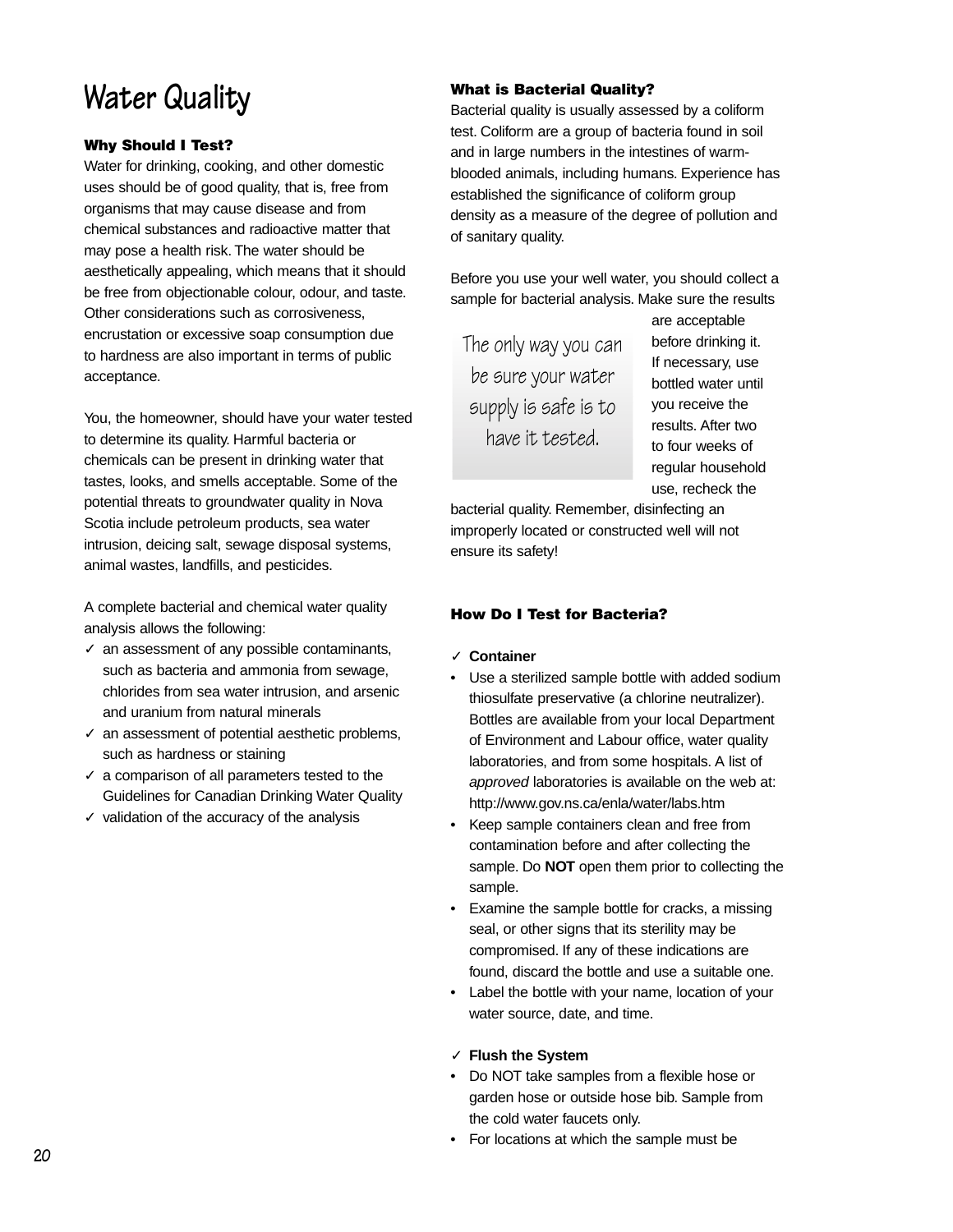# Water Quality

**Why Should I Test?**

Water for drinking, cooking, and other domestic uses should be of good quality, that is, free from organisms that may cause disease and from chemical substances and radioactive matter that may pose a health risk. The water should be aesthetically appealing, which means that it should be free from objectionable colour, odour, and taste. Other considerations such as corrosiveness, encrustation or excessive soap consumption due to hardness are also important in terms of public acceptance.

You, the homeowner, should have your water tested to determine its quality. Harmful bacteria or chemicals can be present in drinking water that tastes, looks, and smells acceptable. Some of the potential threats to groundwater quality in Nova Scotia include petroleum products, sea water intrusion, deicing salt, sewage disposal systems, animal wastes, landfills, and pesticides.

A complete bacterial and chemical water quality analysis allows the following:

- ✓ an assessment of any possible contaminants, such as bacteria and ammonia from sewage, chlorides from sea water intrusion, and arsenic and uranium from natural minerals
- ✓ an assessment of potential aesthetic problems, such as hardness or staining
- ✓ a comparison of all parameters tested to the Guidelines for Canadian Drinking Water Quality
- ✓ validation of the accuracy of the analysis

**What is Bacterial Quality?**

Bacterial quality is usually assessed by a coliform test. Coliform are a group of bacteria found in soil and in large numbers in the intestines of warm-blooded animals, including humans. Experience has established the significance of coliform group density as a measure of the degree of pollution and of sanitary quality.

Before you use your well water, you should collect a sample for bacterial analysis. Make sure the results are acceptable before drinking it. If necessary, use bottled water until you receive the results. After two to four weeks of regular household use, recheck the bacterial quality. Remember, disinfecting an improperly located or constructed well will not ensure its safety!

> The only way you can be sure your water supply is safe is to have it tested.

**How Do I Test for Bacteria?**

✓ **Container**

- Use a sterilized sample bottle with added sodium thiosulfate preservative (a chlorine neutralizer). Bottles are available from your local Department of Environment and Labour office, water quality laboratories, and from some hospitals. A list of *approved* laboratories is available on the web at: http://www.gov.ns.ca/enla/water/labs.htm
- Keep sample containers clean and free from contamination before and after collecting the sample. Do **NOT** open them prior to collecting the sample.
- Examine the sample bottle for cracks, a missing seal, or other signs that its sterility may be compromised. If any of these indications are found, discard the bottle and use a suitable one.
- Label the bottle with your name, location of your water source, date, and time.

✓ **Flush the System**

- Do NOT take samples from a flexible hose or garden hose or outside hose bib. Sample from the cold water faucets only.
- For locations at which the sample must be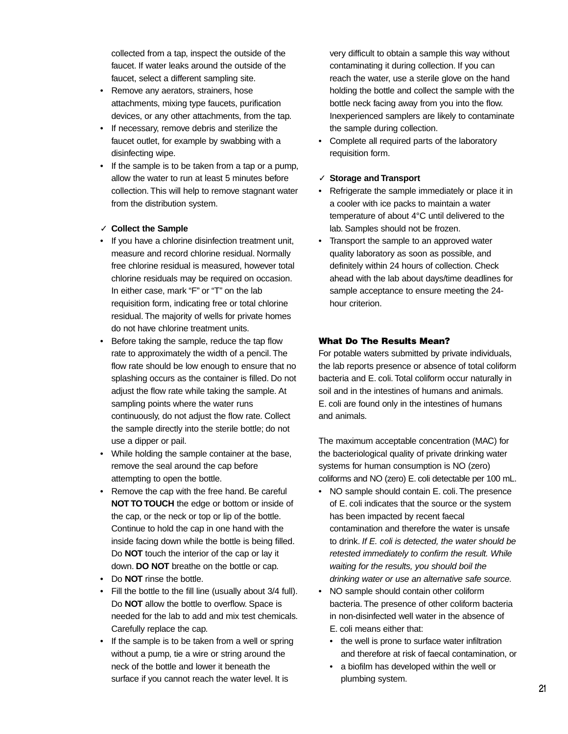collected from a tap, inspect the outside of the faucet. If water leaks around the outside of the faucet, select a different sampling site.

- Remove any aerators, strainers, hose attachments, mixing type faucets, purification devices, or any other attachments, from the tap.
- If necessary, remove debris and sterilize the faucet outlet, for example by swabbing with a disinfecting wipe.
- If the sample is to be taken from a tap or a pump, allow the water to run at least 5 minutes before collection. This will help to remove stagnant water from the distribution system.

✓ **Collect the Sample**

- If you have a chlorine disinfection treatment unit, measure and record chlorine residual. Normally free chlorine residual is measured, however total chlorine residuals may be required on occasion. In either case, mark "F" or "T" on the lab requisition form, indicating free or total chlorine residual. The majority of wells for private homes do not have chlorine treatment units.
- Before taking the sample, reduce the tap flow rate to approximately the width of a pencil. The flow rate should be low enough to ensure that no splashing occurs as the container is filled. Do not adjust the flow rate while taking the sample. At sampling points where the water runs continuously, do not adjust the flow rate. Collect the sample directly into the sterile bottle; do not use a dipper or pail.
- While holding the sample container at the base, remove the seal around the cap before attempting to open the bottle.
- Remove the cap with the free hand. Be careful **NOT TO TOUCH** the edge or bottom or inside of the cap, or the neck or top or lip of the bottle. Continue to hold the cap in one hand with the inside facing down while the bottle is being filled. Do **NOT** touch the interior of the cap or lay it down. **DO NOT** breathe on the bottle or cap.
- Do **NOT** rinse the bottle.
- Fill the bottle to the fill line (usually about 3/4 full). Do **NOT** allow the bottle to overflow. Space is needed for the lab to add and mix test chemicals. Carefully replace the cap.
- If the sample is to be taken from a well or spring without a pump, tie a wire or string around the neck of the bottle and lower it beneath the surface if you cannot reach the water level. It is very difficult to obtain a sample this way without contaminating it during collection. If you can reach the water, use a sterile glove on the hand holding the bottle and collect the sample with the bottle neck facing away from you into the flow. Inexperienced samplers are likely to contaminate the sample during collection.
- Complete all required parts of the laboratory requisition form.

✓ **Storage and Transport**

- Refrigerate the sample immediately or place it in a cooler with ice packs to maintain a water temperature of about 4°C until delivered to the lab. Samples should not be frozen.
- Transport the sample to an approved water quality laboratory as soon as possible, and definitely within 24 hours of collection. Check ahead with the lab about days/time deadlines for sample acceptance to ensure meeting the 24-hour criterion.

## What Do The Results Mean?

For potable waters submitted by private individuals, the lab reports presence or absence of total coliform bacteria and E. coli. Total coliform occur naturally in soil and in the intestines of humans and animals. E. coli are found only in the intestines of humans and animals.

The maximum acceptable concentration (MAC) for the bacteriological quality of private drinking water systems for human consumption is NO (zero) coliforms and NO (zero) E. coli detectable per 100 mL.

- NO sample should contain E. coli. The presence of E. coli indicates that the source or the system has been impacted by recent faecal contamination and therefore the water is unsafe to drink. *If E. coli is detected, the water should be retested immediately to confirm the result. While waiting for the results, you should boil the drinking water or use an alternative safe source.*
- NO sample should contain other coliform bacteria. The presence of other coliform bacteria in non-disinfected well water in the absence of E. coli means either that:
  - the well is prone to surface water infiltration and therefore at risk of faecal contamination, or
  - a biofilm has developed within the well or plumbing system.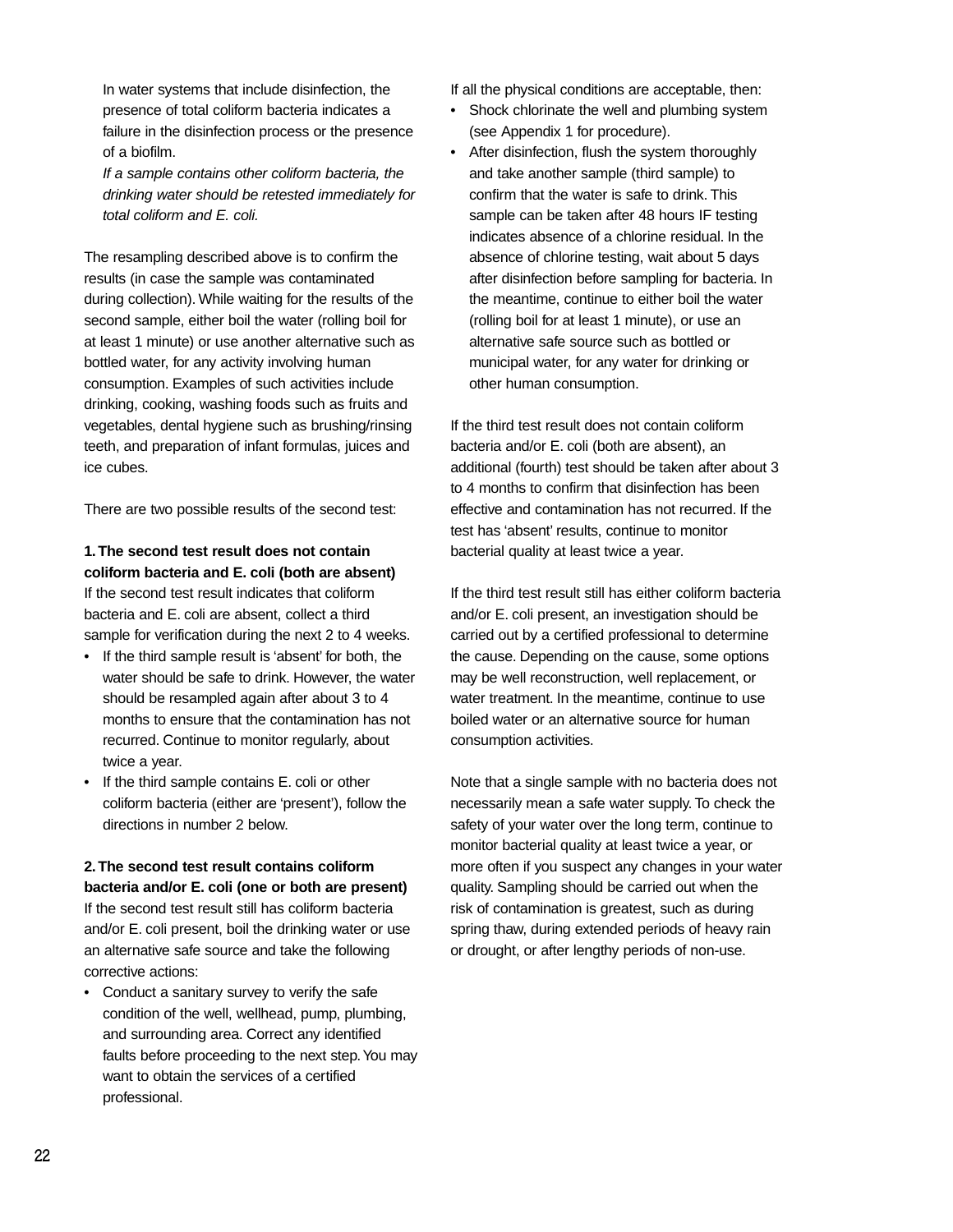In water systems that include disinfection, the presence of total coliform bacteria indicates a failure in the disinfection process or the presence of a biofilm.

*If a sample contains other coliform bacteria, the drinking water should be retested immediately for total coliform and E. coli.*

The resampling described above is to confirm the results (in case the sample was contaminated during collection). While waiting for the results of the second sample, either boil the water (rolling boil for at least 1 minute) or use another alternative such as bottled water, for any activity involving human consumption. Examples of such activities include drinking, cooking, washing foods such as fruits and vegetables, dental hygiene such as brushing/rinsing teeth, and preparation of infant formulas, juices and ice cubes.

There are two possible results of the second test:

**1. The second test result does not contain coliform bacteria and E. coli (both are absent)**

If the second test result indicates that coliform bacteria and E. coli are absent, collect a third sample for verification during the next 2 to 4 weeks.

- If the third sample result is 'absent' for both, the water should be safe to drink. However, the water should be resampled again after about 3 to 4 months to ensure that the contamination has not recurred. Continue to monitor regularly, about twice a year.
- If the third sample contains E. coli or other coliform bacteria (either are 'present'), follow the directions in number 2 below.

**2. The second test result contains coliform bacteria and/or E. coli (one or both are present)**

If the second test result still has coliform bacteria and/or E. coli present, boil the drinking water or use an alternative safe source and take the following corrective actions:

- Conduct a sanitary survey to verify the safe condition of the well, wellhead, pump, plumbing, and surrounding area. Correct any identified faults before proceeding to the next step. You may want to obtain the services of a certified professional.

If all the physical conditions are acceptable, then:

- Shock chlorinate the well and plumbing system (see Appendix 1 for procedure).
- After disinfection, flush the system thoroughly and take another sample (third sample) to confirm that the water is safe to drink. This sample can be taken after 48 hours IF testing indicates absence of a chlorine residual. In the absence of chlorine testing, wait about 5 days after disinfection before sampling for bacteria. In the meantime, continue to either boil the water (rolling boil for at least 1 minute), or use an alternative safe source such as bottled or municipal water, for any water for drinking or other human consumption.

If the third test result does not contain coliform bacteria and/or E. coli (both are absent), an additional (fourth) test should be taken after about 3 to 4 months to confirm that disinfection has been effective and contamination has not recurred. If the test has 'absent' results, continue to monitor bacterial quality at least twice a year.

If the third test result still has either coliform bacteria and/or E. coli present, an investigation should be carried out by a certified professional to determine the cause. Depending on the cause, some options may be well reconstruction, well replacement, or water treatment. In the meantime, continue to use boiled water or an alternative source for human consumption activities.

Note that a single sample with no bacteria does not necessarily mean a safe water supply. To check the safety of your water over the long term, continue to monitor bacterial quality at least twice a year, or more often if you suspect any changes in your water quality. Sampling should be carried out when the risk of contamination is greatest, such as during spring thaw, during extended periods of heavy rain or drought, or after lengthy periods of non-use.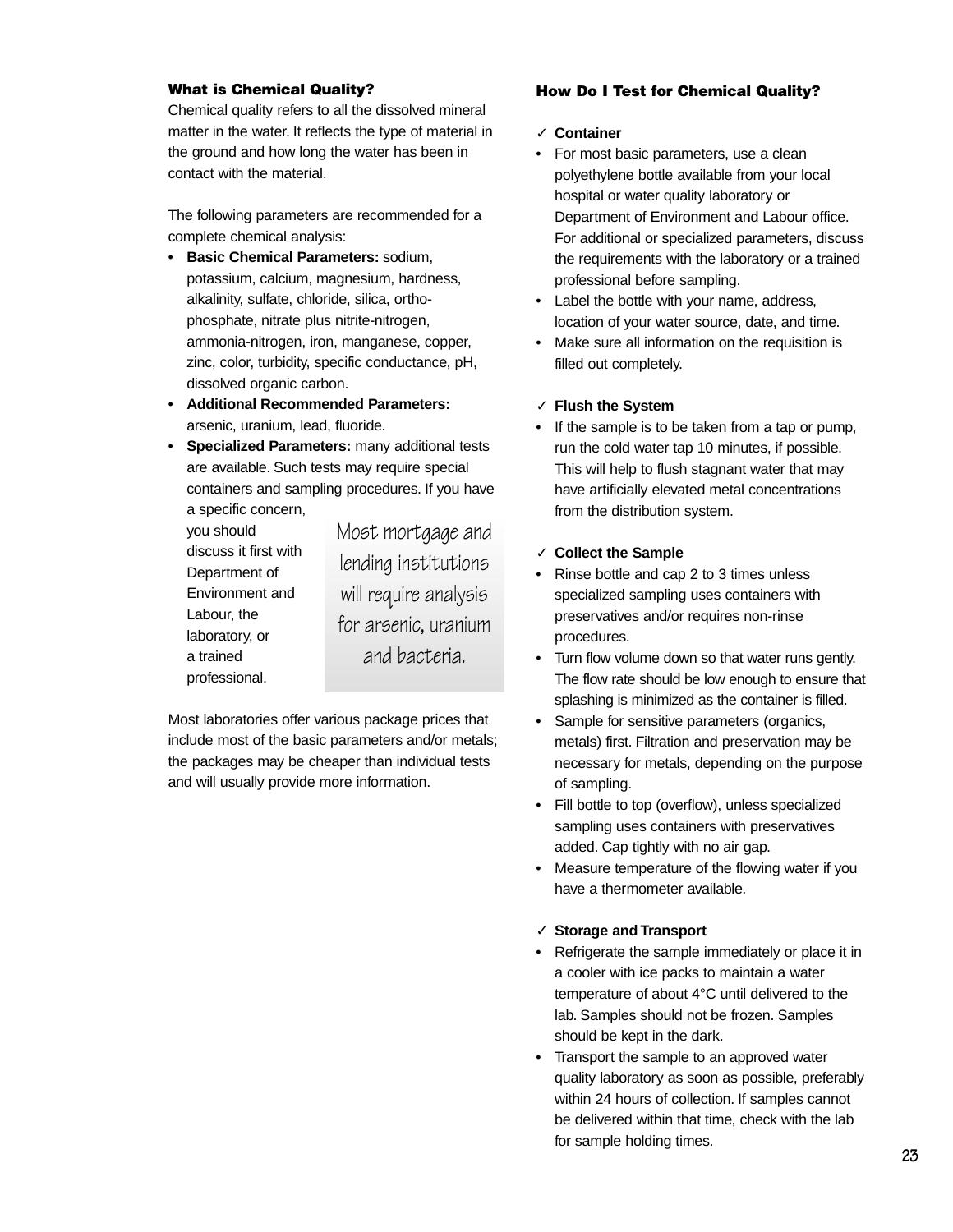### What is Chemical Quality?

Chemical quality refers to all the dissolved mineral matter in the water. It reflects the type of material in the ground and how long the water has been in contact with the material.

The following parameters are recommended for a complete chemical analysis:

- **Basic Chemical Parameters:** sodium, potassium, calcium, magnesium, hardness, alkalinity, sulfate, chloride, silica, ortho-phosphate, nitrate plus nitrite-nitrogen, ammonia-nitrogen, iron, manganese, copper, zinc, color, turbidity, specific conductance, pH, dissolved organic carbon.
- **Additional Recommended Parameters:** arsenic, uranium, lead, fluoride.
- **Specialized Parameters:** many additional tests are available. Such tests may require special containers and sampling procedures. If you have a specific concern, you should discuss it first with Department of Environment and Labour, the laboratory, or a trained professional.

Most mortgage and lending institutions will require analysis for arsenic, uranium and bacteria.

Most laboratories offer various package prices that include most of the basic parameters and/or metals; the packages may be cheaper than individual tests and will usually provide more information.

### How Do I Test for Chemical Quality?

✓ **Container**

- For most basic parameters, use a clean polyethylene bottle available from your local hospital or water quality laboratory or Department of Environment and Labour office. For additional or specialized parameters, discuss the requirements with the laboratory or a trained professional before sampling.
- Label the bottle with your name, address, location of your water source, date, and time.
- Make sure all information on the requisition is filled out completely.

✓ **Flush the System**

- If the sample is to be taken from a tap or pump, run the cold water tap 10 minutes, if possible. This will help to flush stagnant water that may have artificially elevated metal concentrations from the distribution system.

✓ **Collect the Sample**

- Rinse bottle and cap 2 to 3 times unless specialized sampling uses containers with preservatives and/or requires non-rinse procedures.
- Turn flow volume down so that water runs gently. The flow rate should be low enough to ensure that splashing is minimized as the container is filled.
- Sample for sensitive parameters (organics, metals) first. Filtration and preservation may be necessary for metals, depending on the purpose of sampling.
- Fill bottle to top (overflow), unless specialized sampling uses containers with preservatives added. Cap tightly with no air gap.
- Measure temperature of the flowing water if you have a thermometer available.

✓ **Storage and Transport**

- Refrigerate the sample immediately or place it in a cooler with ice packs to maintain a water temperature of about 4°C until delivered to the lab. Samples should not be frozen. Samples should be kept in the dark.
- Transport the sample to an approved water quality laboratory as soon as possible, preferably within 24 hours of collection. If samples cannot be delivered within that time, check with the lab for sample holding times.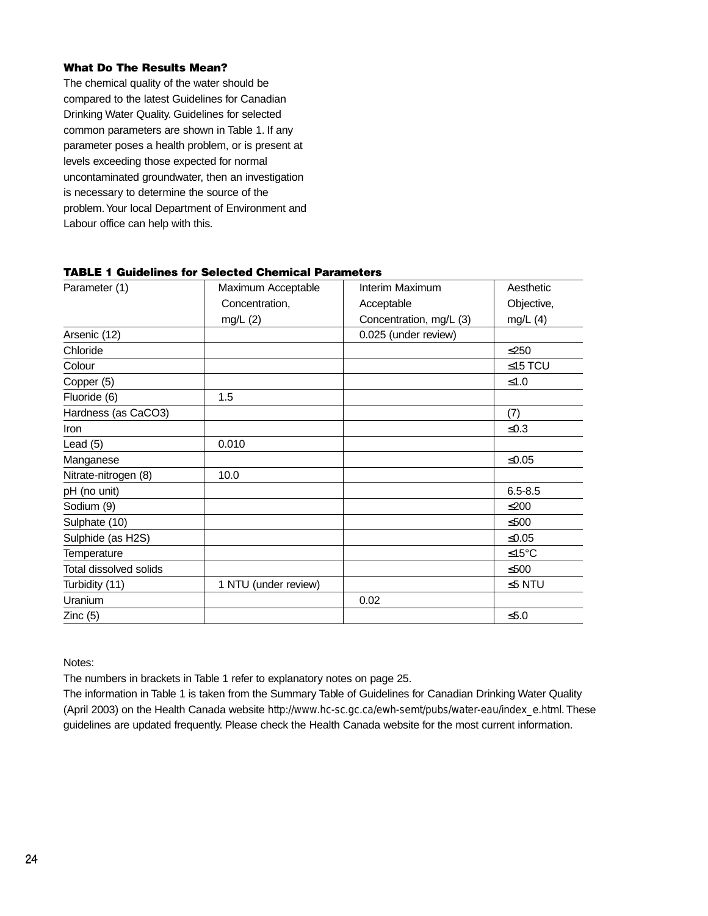### What Do The Results Mean?

The chemical quality of the water should be compared to the latest Guidelines for Canadian Drinking Water Quality. Guidelines for selected common parameters are shown in Table 1. If any parameter poses a health problem, or is present at levels exceeding those expected for normal uncontaminated groundwater, then an investigation is necessary to determine the source of the problem. Your local Department of Environment and Labour office can help with this.

**TABLE 1 Guidelines for Selected Chemical Parameters**

| Parameter (1) | Maximum Acceptable Concentration, mg/L (2) | Interim Maximum Acceptable Concentration, mg/L (3) | Aesthetic Objective, mg/L (4) |
|---|---|---|---|
| Arsenic (12) | | 0.025 (under review) | |
| Chloride | | | ≤250 |
| Colour | | | ≤15 TCU |
| Copper (5) | | | ≤1.0 |
| Fluoride (6) | 1.5 | | |
| Hardness (as $CaCO_3$) | | | (7) |
| Iron | | | ≤0.3 |
| Lead (5) | 0.010 | | |
| Manganese | | | ≤0.05 |
| Nitrate-nitrogen (8) | 10.0 | | |
| pH (no unit) | | | 6.5-8.5 |
| Sodium (9) | | | ≤200 |
| Sulphate (10) | | | ≤500 |
| Sulphide (as $H_2S$) | | | ≤0.05 |
| Temperature | | | ≤15°C |
| Total dissolved solids | | | ≤500 |
| Turbidity (11) | 1 NTU (under review) | | ≤5 NTU |
| Uranium | | 0.02 | |
| Zinc (5) | | | ≤5.0 |

Notes:

The numbers in brackets in Table 1 refer to explanatory notes on page 25.

The information in Table 1 is taken from the Summary Table of Guidelines for Canadian Drinking Water Quality (April 2003) on the Health Canada website http://www.hc-sc.gc.ca/ewh-semt/pubs/water-eau/index_e.html. These guidelines are updated frequently. Please check the Health Canada website for the most current information.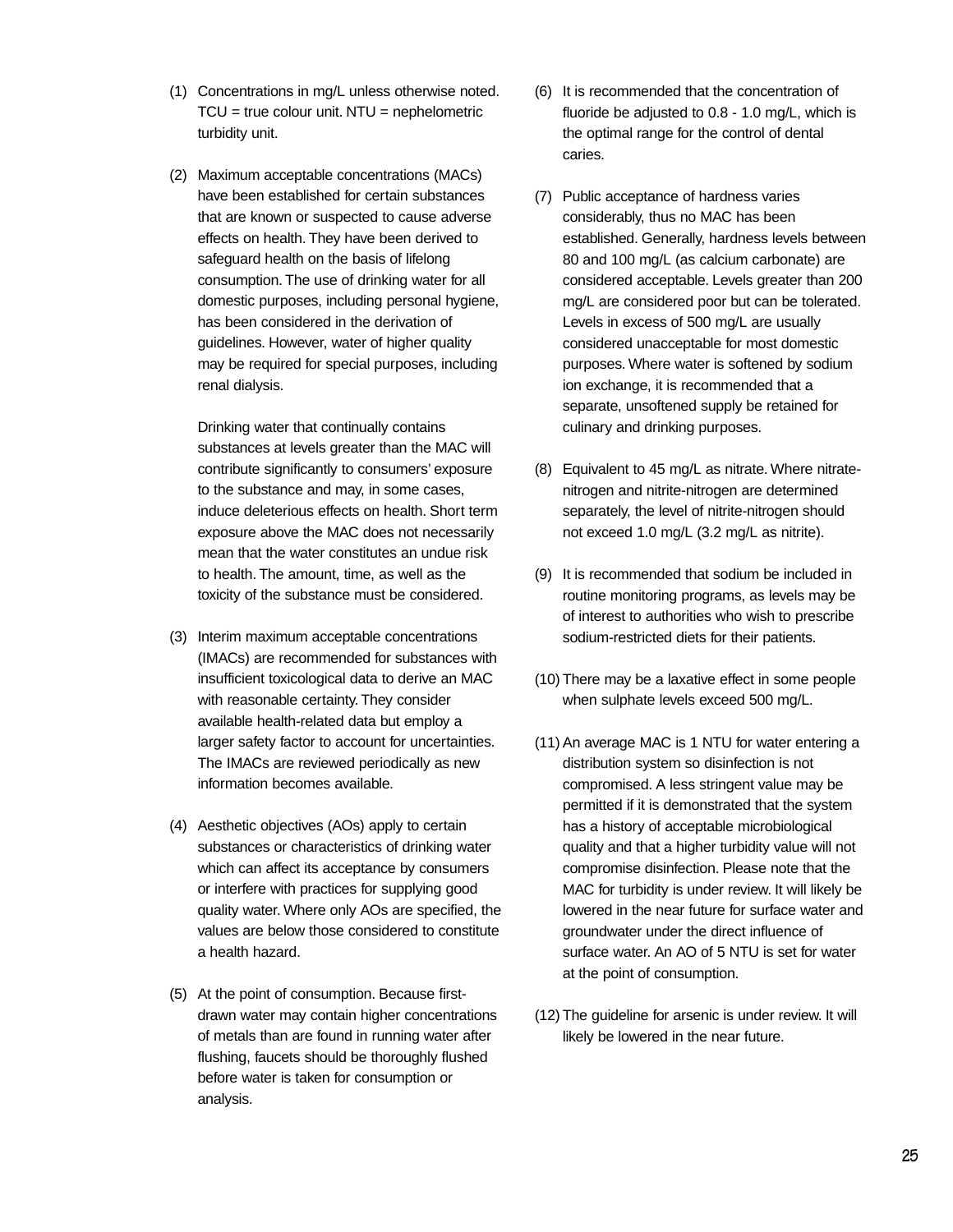(1) Concentrations in mg/L unless otherwise noted. TCU = true colour unit. NTU = nephelometric turbidity unit.

(2) Maximum acceptable concentrations (MACs) have been established for certain substances that are known or suspected to cause adverse effects on health. They have been derived to safeguard health on the basis of lifelong consumption. The use of drinking water for all domestic purposes, including personal hygiene, has been considered in the derivation of guidelines. However, water of higher quality may be required for special purposes, including renal dialysis.

    Drinking water that continually contains substances at levels greater than the MAC will contribute significantly to consumers' exposure to the substance and may, in some cases, induce deleterious effects on health. Short term exposure above the MAC does not necessarily mean that the water constitutes an undue risk to health. The amount, time, as well as the toxicity of the substance must be considered.

(3) Interim maximum acceptable concentrations (IMACs) are recommended for substances with insufficient toxicological data to derive an MAC with reasonable certainty. They consider available health-related data but employ a larger safety factor to account for uncertainties. The IMACs are reviewed periodically as new information becomes available.

(4) Aesthetic objectives (AOs) apply to certain substances or characteristics of drinking water which can affect its acceptance by consumers or interfere with practices for supplying good quality water. Where only AOs are specified, the values are below those considered to constitute a health hazard.

(5) At the point of consumption. Because first-drawn water may contain higher concentrations of metals than are found in running water after flushing, faucets should be thoroughly flushed before water is taken for consumption or analysis.

(6) It is recommended that the concentration of fluoride be adjusted to 0.8 - 1.0 mg/L, which is the optimal range for the control of dental caries.

(7) Public acceptance of hardness varies considerably, thus no MAC has been established. Generally, hardness levels between 80 and 100 mg/L (as calcium carbonate) are considered acceptable. Levels greater than 200 mg/L are considered poor but can be tolerated. Levels in excess of 500 mg/L are usually considered unacceptable for most domestic purposes. Where water is softened by sodium ion exchange, it is recommended that a separate, unsoftened supply be retained for culinary and drinking purposes.

(8) Equivalent to 45 mg/L as nitrate. Where nitrate-nitrogen and nitrite-nitrogen are determined separately, the level of nitrite-nitrogen should not exceed 1.0 mg/L (3.2 mg/L as nitrite).

(9) It is recommended that sodium be included in routine monitoring programs, as levels may be of interest to authorities who wish to prescribe sodium-restricted diets for their patients.

(10) There may be a laxative effect in some people when sulphate levels exceed 500 mg/L.

(11) An average MAC is 1 NTU for water entering a distribution system so disinfection is not compromised. A less stringent value may be permitted if it is demonstrated that the system has a history of acceptable microbiological quality and that a higher turbidity value will not compromise disinfection. Please note that the MAC for turbidity is under review. It will likely be lowered in the near future for surface water and groundwater under the direct influence of surface water. An AO of 5 NTU is set for water at the point of consumption.

(12) The guideline for arsenic is under review. It will likely be lowered in the near future.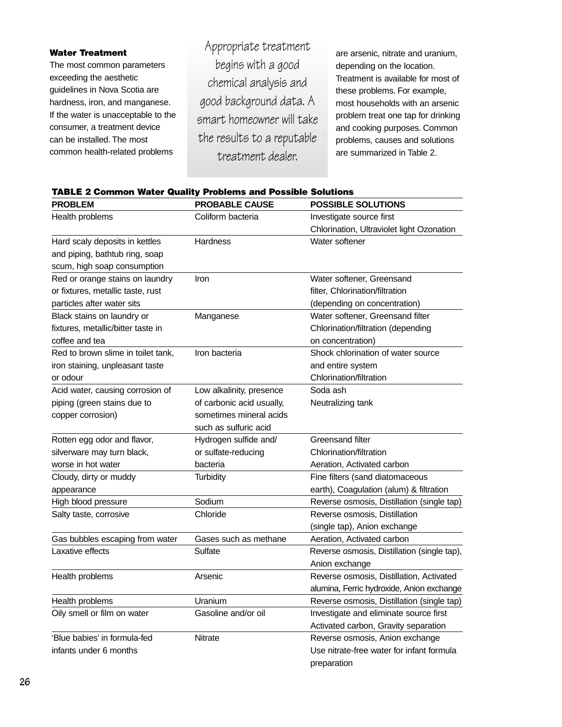### Water Treatment

The most common parameters exceeding the aesthetic guidelines in Nova Scotia are hardness, iron, and manganese. If the water is unacceptable to the consumer, a treatment device can be installed. The most common health-related problems are arsenic, nitrate and uranium, depending on the location. Treatment is available for most of these problems. For example, most households with an arsenic problem treat one tap for drinking and cooking purposes. Common problems, causes and solutions are summarized in Table 2.

> Appropriate treatment begins with a good chemical analysis and good background data. A smart homeowner will take the results to a reputable treatment dealer.

**TABLE 2 Common Water Quality Problems and Possible Solutions**

| PROBLEM | PROBABLE CAUSE | POSSIBLE SOLUTIONS |
|---|---|---|
| Health problems | Coliform bacteria | Investigate source first<br>Chlorination, Ultraviolet light Ozonation |
| Hard scaly deposits in kettles and piping, bathtub ring, soap scum, high soap consumption | Hardness | Water softener |
| Red or orange stains on laundry or fixtures, metallic taste, rust particles after water sits | Iron | Water softener, Greensand filter, Chlorination/filtration (depending on concentration) |
| Black stains on laundry or fixtures, metallic/bitter taste in coffee and tea | Manganese | Water softener, Greensand filter Chlorination/filtration (depending on concentration) |
| Red to brown slime in toilet tank, iron staining, unpleasant taste or odour | Iron bacteria | Shock chlorination of water source and entire system<br>Chlorination/filtration |
| Acid water, causing corrosion of piping (green stains due to copper corrosion) | Low alkalinity, presence of carbonic acid usually, sometimes mineral acids such as sulfuric acid | Soda ash<br>Neutralizing tank |
| Rotten egg odor and flavor, silverware may turn black, worse in hot water | Hydrogen sulfide and/ or sulfate-reducing bacteria | Greensand filter<br>Chlorination/filtration<br>Aeration, Activated carbon |
| Cloudy, dirty or muddy appearance | Turbidity | Fine filters (sand diatomaceous earth), Coagulation (alum) & filtration |
| High blood pressure | Sodium | Reverse osmosis, Distillation (single tap) |
| Salty taste, corrosive | Chloride | Reverse osmosis, Distillation (single tap), Anion exchange |
| Gas bubbles escaping from water | Gases such as methane | Aeration, Activated carbon |
| Laxative effects | Sulfate | Reverse osmosis, Distillation (single tap), Anion exchange |
| Health problems | Arsenic | Reverse osmosis, Distillation, Activated alumina, Ferric hydroxide, Anion exchange |
| Health problems | Uranium | Reverse osmosis, Distillation (single tap) |
| Oily smell or film on water | Gasoline and/or oil | Investigate and eliminate source first<br>Activated carbon, Gravity separation |
| 'Blue babies' in formula-fed infants under 6 months | Nitrate | Reverse osmosis, Anion exchange<br>Use nitrate-free water for infant formula preparation |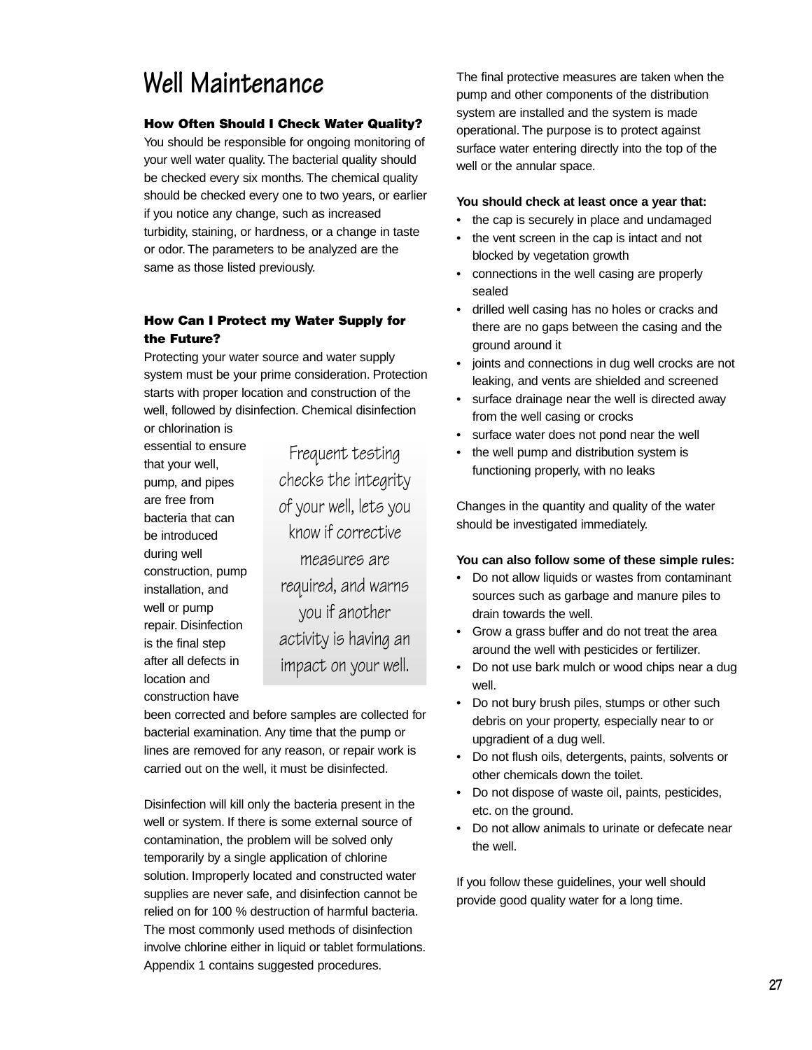# Well Maintenance

### How Often Should I Check Water Quality?

You should be responsible for ongoing monitoring of your well water quality. The bacterial quality should be checked every six months. The chemical quality should be checked every one to two years, or earlier if you notice any change, such as increased turbidity, staining, or hardness, or a change in taste or odor. The parameters to be analyzed are the same as those listed previously.

### How Can I Protect my Water Supply for the Future?

Protecting your water source and water supply system must be your prime consideration. Protection starts with proper location and construction of the well, followed by disinfection. Chemical disinfection or chlorination is essential to ensure that your well, pump, and pipes are free from bacteria that can be introduced during well construction, pump installation, and well or pump repair. Disinfection is the final step after all defects in location and construction have been corrected and before samples are collected for bacterial examination. Any time that the pump or lines are removed for any reason, or repair work is carried out on the well, it must be disinfected.

> Frequent testing checks the integrity of your well, lets you know if corrective measures are required, and warns you if another activity is having an impact on your well.

Disinfection will kill only the bacteria present in the well or system. If there is some external source of contamination, the problem will be solved only temporarily by a single application of chlorine solution. Improperly located and constructed water supplies are never safe, and disinfection cannot be relied on for 100 % destruction of harmful bacteria. The most commonly used methods of disinfection involve chlorine either in liquid or tablet formulations. Appendix 1 contains suggested procedures.

The final protective measures are taken when the pump and other components of the distribution system are installed and the system is made operational. The purpose is to protect against surface water entering directly into the top of the well or the annular space.

**You should check at least once a year that:**

- the cap is securely in place and undamaged
- the vent screen in the cap is intact and not blocked by vegetation growth
- connections in the well casing are properly sealed
- drilled well casing has no holes or cracks and there are no gaps between the casing and the ground around it
- joints and connections in dug well crocks are not leaking, and vents are shielded and screened
- surface drainage near the well is directed away from the well casing or crocks
- surface water does not pond near the well
- the well pump and distribution system is functioning properly, with no leaks

Changes in the quantity and quality of the water should be investigated immediately.

**You can also follow some of these simple rules:**

- Do not allow liquids or wastes from contaminant sources such as garbage and manure piles to drain towards the well.
- Grow a grass buffer and do not treat the area around the well with pesticides or fertilizer.
- Do not use bark mulch or wood chips near a dug well.
- Do not bury brush piles, stumps or other such debris on your property, especially near to or upgradient of a dug well.
- Do not flush oils, detergents, paints, solvents or other chemicals down the toilet.
- Do not dispose of waste oil, paints, pesticides, etc. on the ground.
- Do not allow animals to urinate or defecate near the well.

If you follow these guidelines, your well should provide good quality water for a long time.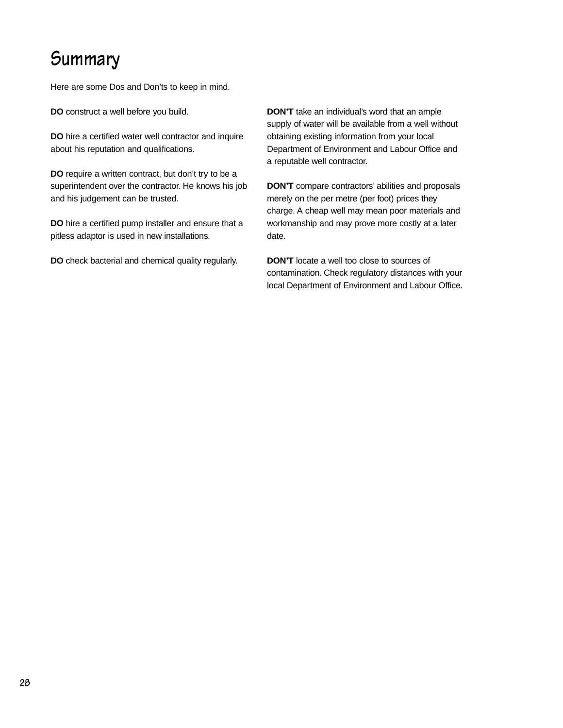# Summary

Here are some Dos and Don'ts to keep in mind.

**DO** construct a well before you build.

**DO** hire a certified water well contractor and inquire about his reputation and qualifications.

**DO** require a written contract, but don't try to be a superintendent over the contractor. He knows his job and his judgement can be trusted.

**DO** hire a certified pump installer and ensure that a pitless adaptor is used in new installations.

**DO** check bacterial and chemical quality regularly.

**DON'T** take an individual's word that an ample supply of water will be available from a well without obtaining existing information from your local Department of Environment and Labour Office and a reputable well contractor.

**DON'T** compare contractors' abilities and proposals merely on the per metre (per foot) prices they charge. A cheap well may mean poor materials and workmanship and may prove more costly at a later date.

**DON'T** locate a well too close to sources of contamination. Check regulatory distances with your local Department of Environment and Labour Office.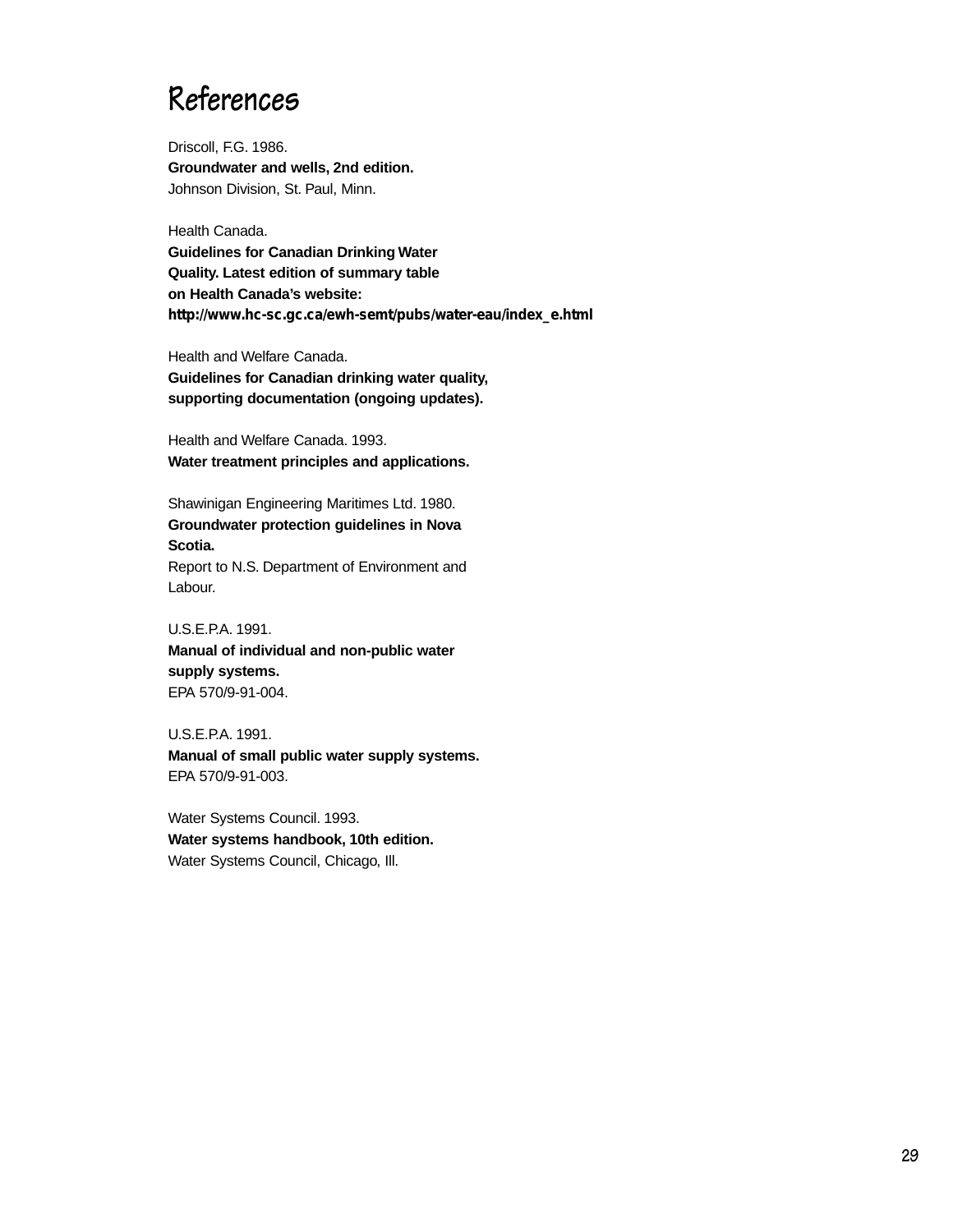# References

Driscoll, F.G. 1986.
**Groundwater and wells, 2nd edition.**
Johnson Division, St. Paul, Minn.

Health Canada.
**Guidelines for Canadian Drinking Water Quality. Latest edition of summary table on Health Canada's website:**
**http://www.hc-sc.gc.ca/ewh-semt/pubs/water-eau/index_e.html**

Health and Welfare Canada.
**Guidelines for Canadian drinking water quality, supporting documentation (ongoing updates).**

Health and Welfare Canada. 1993.
**Water treatment principles and applications.**

Shawinigan Engineering Maritimes Ltd. 1980.
**Groundwater protection guidelines in Nova Scotia.**
Report to N.S. Department of Environment and Labour.

U.S.E.P.A. 1991.
**Manual of individual and non-public water supply systems.**
EPA 570/9-91-004.

U.S.E.P.A. 1991.
**Manual of small public water supply systems.**
EPA 570/9-91-003.

Water Systems Council. 1993.
**Water systems handbook, 10th edition.**
Water Systems Council, Chicago, Ill.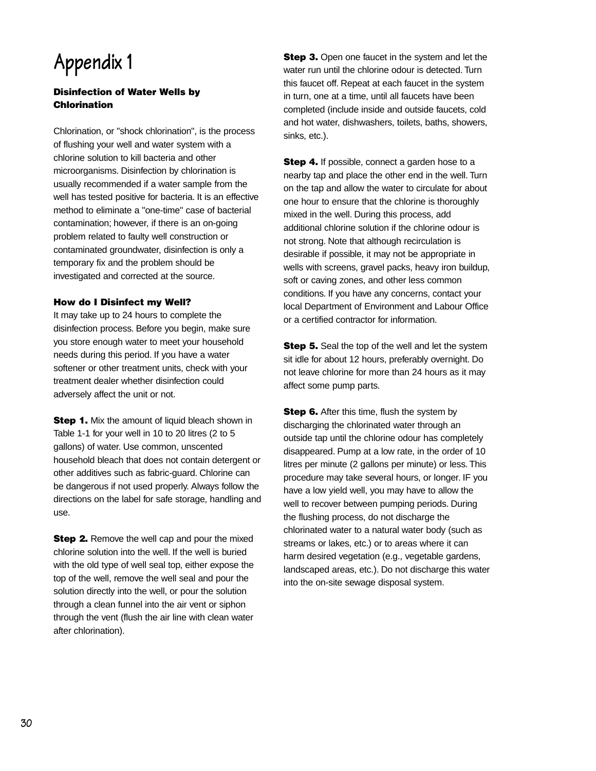# Appendix 1

### Disinfection of Water Wells by Chlorination

Chlorination, or "shock chlorination", is the process of flushing your well and water system with a chlorine solution to kill bacteria and other microorganisms. Disinfection by chlorination is usually recommended if a water sample from the well has tested positive for bacteria. It is an effective method to eliminate a "one-time" case of bacterial contamination; however, if there is an on-going problem related to faulty well construction or contaminated groundwater, disinfection is only a temporary fix and the problem should be investigated and corrected at the source.

### How do I Disinfect my Well?

It may take up to 24 hours to complete the disinfection process. Before you begin, make sure you store enough water to meet your household needs during this period. If you have a water softener or other treatment units, check with your treatment dealer whether disinfection could adversely affect the unit or not.

**Step 1.** Mix the amount of liquid bleach shown in Table 1-1 for your well in 10 to 20 litres (2 to 5 gallons) of water. Use common, unscented household bleach that does not contain detergent or other additives such as fabric-guard. Chlorine can be dangerous if not used properly. Always follow the directions on the label for safe storage, handling and use.

**Step 2.** Remove the well cap and pour the mixed chlorine solution into the well. If the well is buried with the old type of well seal top, either expose the top of the well, remove the well seal and pour the solution directly into the well, or pour the solution through a clean funnel into the air vent or siphon through the vent (flush the air line with clean water after chlorination).

**Step 3.** Open one faucet in the system and let the water run until the chlorine odour is detected. Turn this faucet off. Repeat at each faucet in the system in turn, one at a time, until all faucets have been completed (include inside and outside faucets, cold and hot water, dishwashers, toilets, baths, showers, sinks, etc.).

**Step 4.** If possible, connect a garden hose to a nearby tap and place the other end in the well. Turn on the tap and allow the water to circulate for about one hour to ensure that the chlorine is thoroughly mixed in the well. During this process, add additional chlorine solution if the chlorine odour is not strong. Note that although recirculation is desirable if possible, it may not be appropriate in wells with screens, gravel packs, heavy iron buildup, soft or caving zones, and other less common conditions. If you have any concerns, contact your local Department of Environment and Labour Office or a certified contractor for information.

**Step 5.** Seal the top of the well and let the system sit idle for about 12 hours, preferably overnight. Do not leave chlorine for more than 24 hours as it may affect some pump parts.

**Step 6.** After this time, flush the system by discharging the chlorinated water through an outside tap until the chlorine odour has completely disappeared. Pump at a low rate, in the order of 10 litres per minute (2 gallons per minute) or less. This procedure may take several hours, or longer. IF you have a low yield well, you may have to allow the well to recover between pumping periods. During the flushing process, do not discharge the chlorinated water to a natural water body (such as streams or lakes, etc.) or to areas where it can harm desired vegetation (e.g., vegetable gardens, landscaped areas, etc.). Do not discharge this water into the on-site sewage disposal system.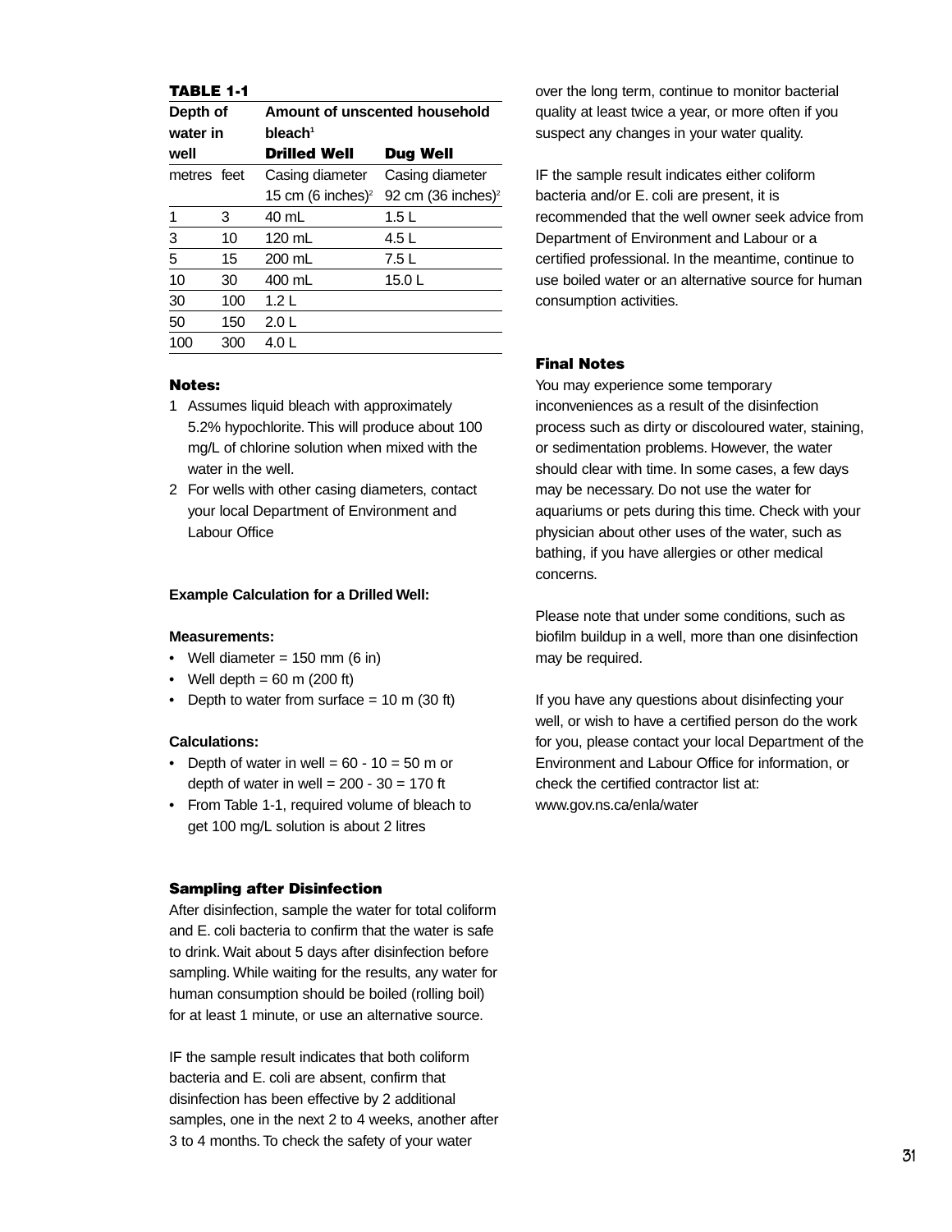**TABLE 1-1**

| Depth of water in well | | Amount of unscented household bleach[1] | |
|---|---|---|---|
| | | **Drilled Well** | **Dug Well** |
| metres | feet | Casing diameter 15 cm (6 inches)[2] | Casing diameter 92 cm (36 inches)[2] |
| 1 | 3 | 40 mL | 1.5 L |
| 3 | 10 | 120 mL | 4.5 L |
| 5 | 15 | 200 mL | 7.5 L |
| 10 | 30 | 400 mL | 15.0 L |
| 30 | 100 | 1.2 L | |
| 50 | 150 | 2.0 L | |
| 100 | 300 | 4.0 L | |

**Notes:**

1. Assumes liquid bleach with approximately 5.2% hypochlorite. This will produce about 100 mg/L of chlorine solution when mixed with the water in the well.
2. For wells with other casing diameters, contact your local Department of Environment and Labour Office

**Example Calculation for a Drilled Well:**

**Measurements:**

- Well diameter = 150 mm (6 in)
- Well depth = 60 m (200 ft)
- Depth to water from surface = 10 m (30 ft)

**Calculations:**

- Depth of water in well = 60 - 10 = 50 m or depth of water in well = 200 - 30 = 170 ft
- From Table 1-1, required volume of bleach to get 100 mg/L solution is about 2 litres

### Sampling after Disinfection

After disinfection, sample the water for total coliform and E. coli bacteria to confirm that the water is safe to drink. Wait about 5 days after disinfection before sampling. While waiting for the results, any water for human consumption should be boiled (rolling boil) for at least 1 minute, or use an alternative source.

IF the sample result indicates that both coliform bacteria and E. coli are absent, confirm that disinfection has been effective by 2 additional samples, one in the next 2 to 4 weeks, another after 3 to 4 months. To check the safety of your water over the long term, continue to monitor bacterial quality at least twice a year, or more often if you suspect any changes in your water quality.

IF the sample result indicates either coliform bacteria and/or E. coli are present, it is recommended that the well owner seek advice from Department of Environment and Labour or a certified professional. In the meantime, continue to use boiled water or an alternative source for human consumption activities.

### Final Notes

You may experience some temporary inconveniences as a result of the disinfection process such as dirty or discoloured water, staining, or sedimentation problems. However, the water should clear with time. In some cases, a few days may be necessary. Do not use the water for aquariums or pets during this time. Check with your physician about other uses of the water, such as bathing, if you have allergies or other medical concerns.

Please note that under some conditions, such as biofilm buildup in a well, more than one disinfection may be required.

If you have any questions about disinfecting your well, or wish to have a certified person do the work for you, please contact your local Department of the Environment and Labour Office for information, or check the certified contractor list at: www.gov.ns.ca/enla/water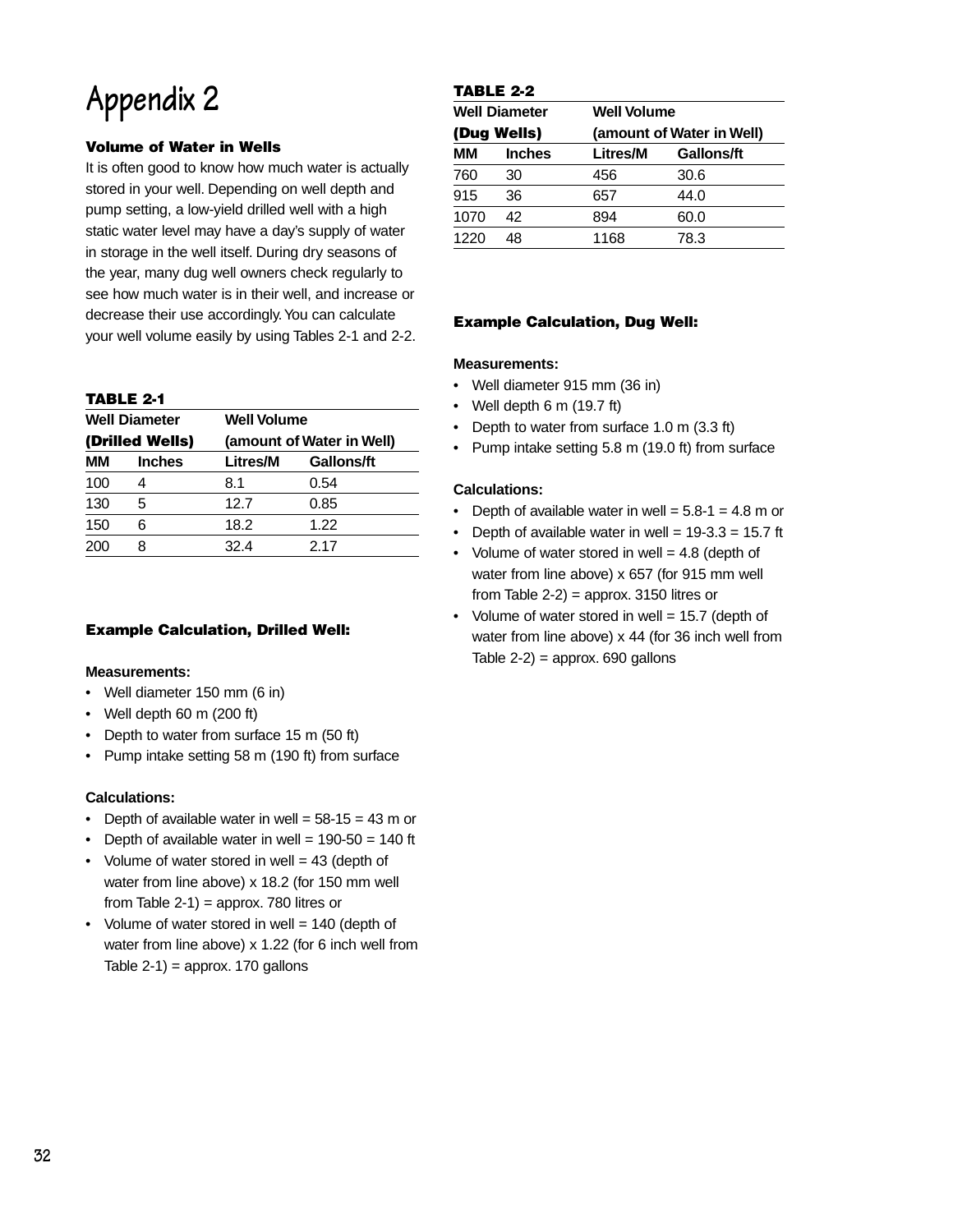# Appendix 2

### Volume of Water in Wells

It is often good to know how much water is actually stored in your well. Depending on well depth and pump setting, a low-yield drilled well with a high static water level may have a day's supply of water in storage in the well itself. During dry seasons of the year, many dug well owners check regularly to see how much water is in their well, and increase or decrease their use accordingly. You can calculate your well volume easily by using Tables 2-1 and 2-2.

**TABLE 2-1**

| Well Diameter (Drilled Wells) | | Well Volume (amount of Water in Well) | |
|---|---|---|---|
| MM | Inches | Litres/M | Gallons/ft |
| 100 | 4 | 8.1 | 0.54 |
| 130 | 5 | 12.7 | 0.85 |
| 150 | 6 | 18.2 | 1.22 |
| 200 | 8 | 32.4 | 2.17 |

### Example Calculation, Drilled Well:

**Measurements:**

- Well diameter 150 mm (6 in)
- Well depth 60 m (200 ft)
- Depth to water from surface 15 m (50 ft)
- Pump intake setting 58 m (190 ft) from surface

**Calculations:**

- Depth of available water in well = 58-15 = 43 m or
- Depth of available water in well = 190-50 = 140 ft
- Volume of water stored in well = 43 (depth of water from line above) x 18.2 (for 150 mm well from Table 2-1) = approx. 780 litres or
- Volume of water stored in well = 140 (depth of water from line above) x 1.22 (for 6 inch well from Table 2-1) = approx. 170 gallons

**TABLE 2-2**

| Well Diameter (Dug Wells) | | Well Volume (amount of Water in Well) | |
|---|---|---|---|
| MM | Inches | Litres/M | Gallons/ft |
| 760 | 30 | 456 | 30.6 |
| 915 | 36 | 657 | 44.0 |
| 1070 | 42 | 894 | 60.0 |
| 1220 | 48 | 1168 | 78.3 |

### Example Calculation, Dug Well:

**Measurements:**

- Well diameter 915 mm (36 in)
- Well depth 6 m (19.7 ft)
- Depth to water from surface 1.0 m (3.3 ft)
- Pump intake setting 5.8 m (19.0 ft) from surface

**Calculations:**

- Depth of available water in well = 5.8-1 = 4.8 m or
- Depth of available water in well = 19-3.3 = 15.7 ft
- Volume of water stored in well = 4.8 (depth of water from line above) x 657 (for 915 mm well from Table 2-2) = approx. 3150 litres or
- Volume of water stored in well = 15.7 (depth of water from line above) x 44 (for 36 inch well from Table 2-2) = approx. 690 gallons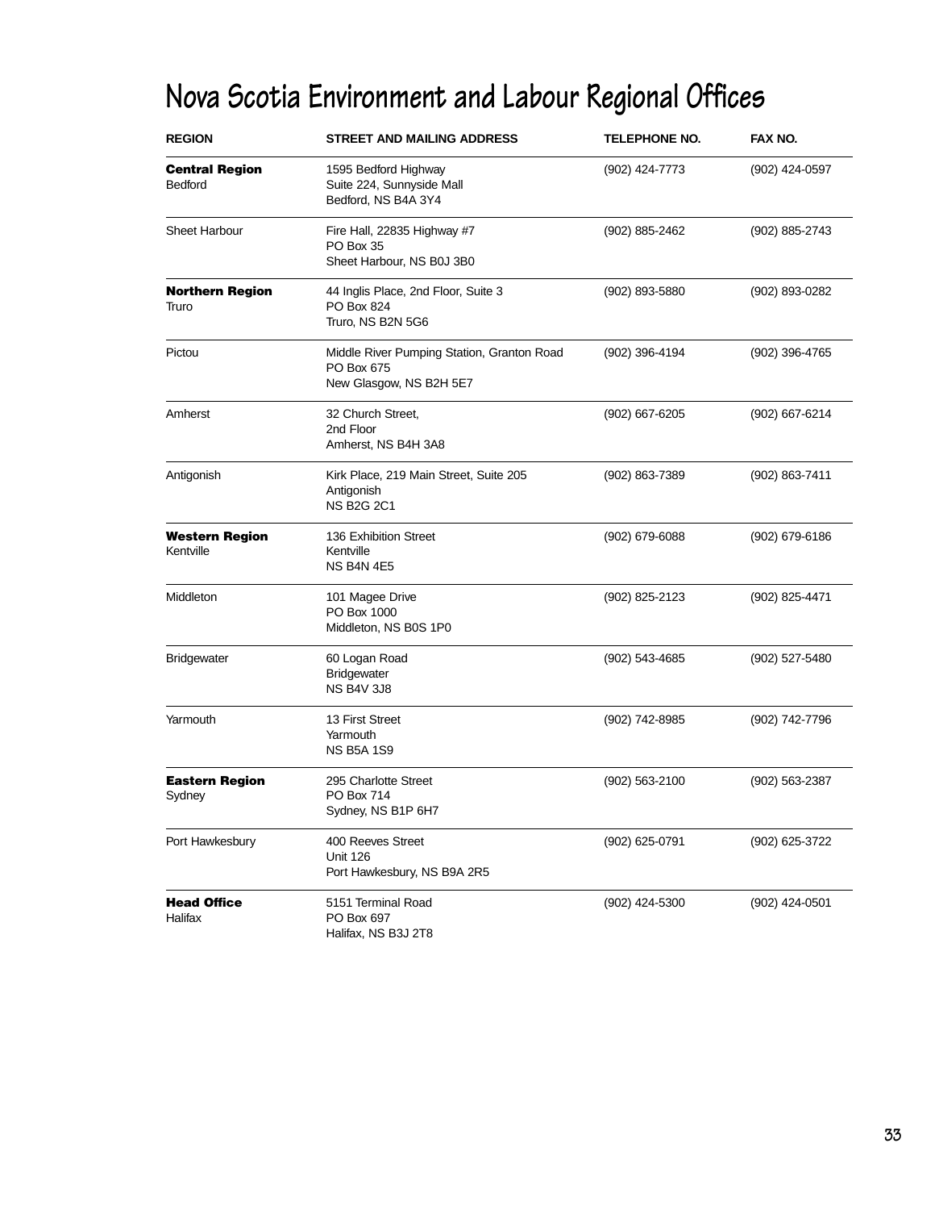# Nova Scotia Environment and Labour Regional Offices

| REGION | STREET AND MAILING ADDRESS | TELEPHONE NO. | FAX NO. |
|---|---|---|---|
| **Central Region** Bedford | 1595 Bedford Highway Suite 224, Sunnyside Mall Bedford, NS B4A 3Y4 | (902) 424-7773 | (902) 424-0597 |
| Sheet Harbour | Fire Hall, 22835 Highway #7 PO Box 35 Sheet Harbour, NS B0J 3B0 | (902) 885-2462 | (902) 885-2743 |
| **Northern Region** Truro | 44 Inglis Place, 2nd Floor, Suite 3 PO Box 824 Truro, NS B2N 5G6 | (902) 893-5880 | (902) 893-0282 |
| Pictou | Middle River Pumping Station, Granton Road PO Box 675 New Glasgow, NS B2H 5E7 | (902) 396-4194 | (902) 396-4765 |
| Amherst | 32 Church Street, 2nd Floor Amherst, NS B4H 3A8 | (902) 667-6205 | (902) 667-6214 |
| Antigonish | Kirk Place, 219 Main Street, Suite 205 Antigonish NS B2G 2C1 | (902) 863-7389 | (902) 863-7411 |
| **Western Region** Kentville | 136 Exhibition Street Kentville NS B4N 4E5 | (902) 679-6088 | (902) 679-6186 |
| Middleton | 101 Magee Drive PO Box 1000 Middleton, NS B0S 1P0 | (902) 825-2123 | (902) 825-4471 |
| Bridgewater | 60 Logan Road Bridgewater NS B4V 3J8 | (902) 543-4685 | (902) 527-5480 |
| Yarmouth | 13 First Street Yarmouth NS B5A 1S9 | (902) 742-8985 | (902) 742-7796 |
| **Eastern Region** Sydney | 295 Charlotte Street PO Box 714 Sydney, NS B1P 6H7 | (902) 563-2100 | (902) 563-2387 |
| Port Hawkesbury | 400 Reeves Street Unit 126 Port Hawkesbury, NS B9A 2R5 | (902) 625-0791 | (902) 625-3722 |
| **Head Office** Halifax | 5151 Terminal Road PO Box 697 Halifax, NS B3J 2T8 | (902) 424-5300 | (902) 424-0501 |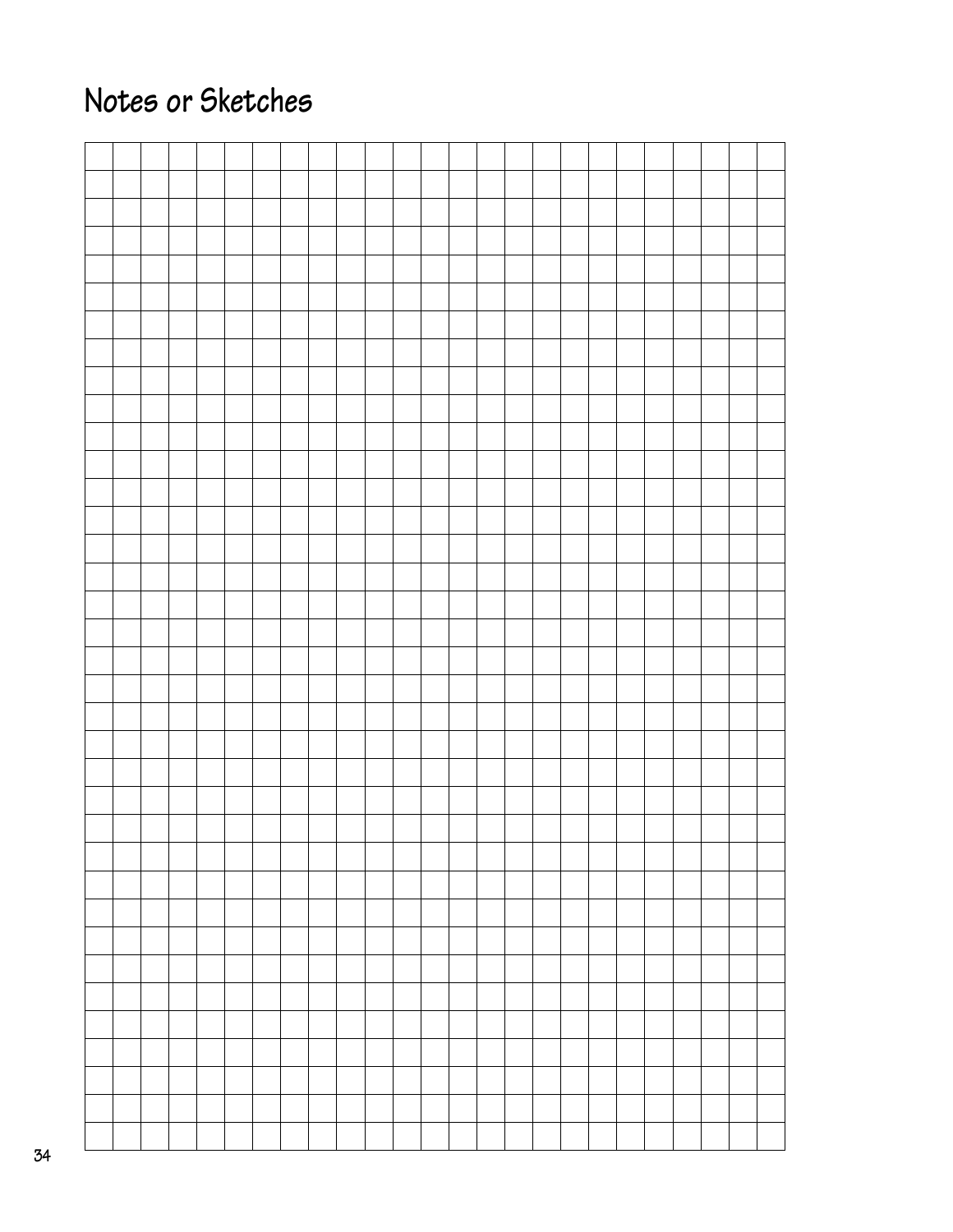# Notes or Sketches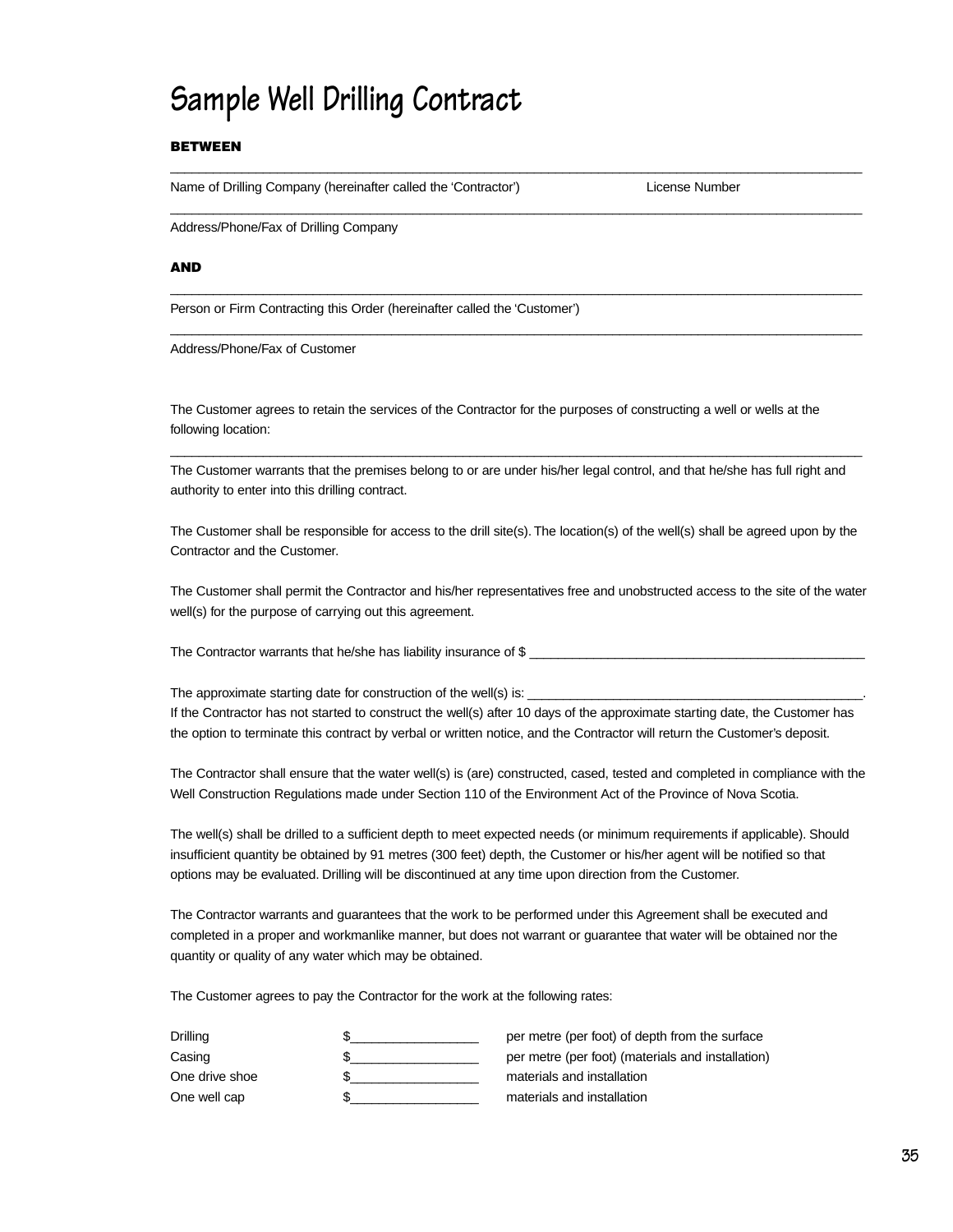# Sample Well Drilling Contract

**BETWEEN**

\_\_\_\_\_\_\_\_\_\_\_\_\_\_\_\_\_\_\_\_\_\_\_\_\_\_\_\_\_\_\_\_\_\_\_\_\_\_\_\_\_\_\_\_\_\_\_\_\_\_\_\_\_\_\_\_\_\_\_\_\_\_\_\_\_\_\_\_\_\_\_\_\_\_\_\_\_\_

Name of Drilling Company (hereinafter called the 'Contractor')                    License Number

\_\_\_\_\_\_\_\_\_\_\_\_\_\_\_\_\_\_\_\_\_\_\_\_\_\_\_\_\_\_\_\_\_\_\_\_\_\_\_\_\_\_\_\_\_\_\_\_\_\_\_\_\_\_\_\_\_\_\_\_\_\_\_\_\_\_\_\_\_\_\_\_\_\_\_\_\_\_

Address/Phone/Fax of Drilling Company

**AND**

\_\_\_\_\_\_\_\_\_\_\_\_\_\_\_\_\_\_\_\_\_\_\_\_\_\_\_\_\_\_\_\_\_\_\_\_\_\_\_\_\_\_\_\_\_\_\_\_\_\_\_\_\_\_\_\_\_\_\_\_\_\_\_\_\_\_\_\_\_\_\_\_\_\_\_\_\_\_

Person or Firm Contracting this Order (hereinafter called the 'Customer')

\_\_\_\_\_\_\_\_\_\_\_\_\_\_\_\_\_\_\_\_\_\_\_\_\_\_\_\_\_\_\_\_\_\_\_\_\_\_\_\_\_\_\_\_\_\_\_\_\_\_\_\_\_\_\_\_\_\_\_\_\_\_\_\_\_\_\_\_\_\_\_\_\_\_\_\_\_\_

Address/Phone/Fax of Customer

The Customer agrees to retain the services of the Contractor for the purposes of constructing a well or wells at the following location:

\_\_\_\_\_\_\_\_\_\_\_\_\_\_\_\_\_\_\_\_\_\_\_\_\_\_\_\_\_\_\_\_\_\_\_\_\_\_\_\_\_\_\_\_\_\_\_\_\_\_\_\_\_\_\_\_\_\_\_\_\_\_\_\_\_\_\_\_\_\_\_\_\_\_\_\_\_\_

The Customer warrants that the premises belong to or are under his/her legal control, and that he/she has full right and authority to enter into this drilling contract.

The Customer shall be responsible for access to the drill site(s). The location(s) of the well(s) shall be agreed upon by the Contractor and the Customer.

The Customer shall permit the Contractor and his/her representatives free and unobstructed access to the site of the water well(s) for the purpose of carrying out this agreement.

The Contractor warrants that he/she has liability insurance of $ \_\_\_\_\_\_\_\_\_\_\_\_\_\_\_\_\_\_\_\_\_\_\_\_\_\_\_\_\_\_\_\_\_\_\_\_\_\_\_\_\_\_

The approximate starting date for construction of the well(s) is: \_\_\_\_\_\_\_\_\_\_\_\_\_\_\_\_\_\_\_\_\_\_\_\_\_\_\_\_\_\_\_\_\_\_\_\_\_\_\_\_.
If the Contractor has not started to construct the well(s) after 10 days of the approximate starting date, the Customer has the option to terminate this contract by verbal or written notice, and the Contractor will return the Customer's deposit.

The Contractor shall ensure that the water well(s) is (are) constructed, cased, tested and completed in compliance with the Well Construction Regulations made under Section 110 of the Environment Act of the Province of Nova Scotia.

The well(s) shall be drilled to a sufficient depth to meet expected needs (or minimum requirements if applicable). Should insufficient quantity be obtained by 91 metres (300 feet) depth, the Customer or his/her agent will be notified so that options may be evaluated. Drilling will be discontinued at any time upon direction from the Customer.

The Contractor warrants and guarantees that the work to be performed under this Agreement shall be executed and completed in a proper and workmanlike manner, but does not warrant or guarantee that water will be obtained nor the quantity or quality of any water which may be obtained.

The Customer agrees to pay the Contractor for the work at the following rates:

| | | |
|---|---|---|
| Drilling | $\_\_\_\_\_\_\_\_\_\_\_\_\_\_\_\_ | per metre (per foot) of depth from the surface |
| Casing | $\_\_\_\_\_\_\_\_\_\_\_\_\_\_\_\_ | per metre (per foot) (materials and installation) |
| One drive shoe | $\_\_\_\_\_\_\_\_\_\_\_\_\_\_\_\_ | materials and installation |
| One well cap | $\_\_\_\_\_\_\_\_\_\_\_\_\_\_\_\_ | materials and installation |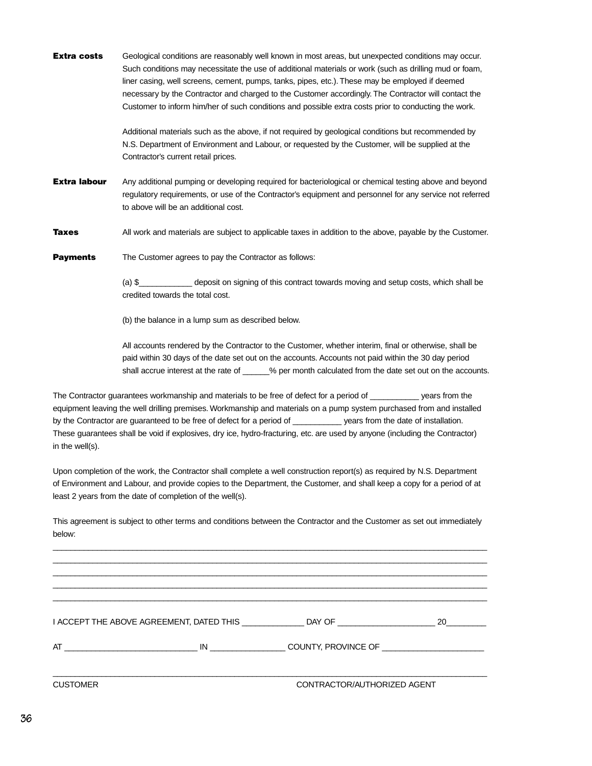**Extra costs** Geological conditions are reasonably well known in most areas, but unexpected conditions may occur. Such conditions may necessitate the use of additional materials or work (such as drilling mud or foam, liner casing, well screens, cement, pumps, tanks, pipes, etc.). These may be employed if deemed necessary by the Contractor and charged to the Customer accordingly. The Contractor will contact the Customer to inform him/her of such conditions and possible extra costs prior to conducting the work.

Additional materials such as the above, if not required by geological conditions but recommended by N.S. Department of Environment and Labour, or requested by the Customer, will be supplied at the Contractor's current retail prices.

**Extra labour** Any additional pumping or developing required for bacteriological or chemical testing above and beyond regulatory requirements, or use of the Contractor's equipment and personnel for any service not referred to above will be an additional cost.

**Taxes** All work and materials are subject to applicable taxes in addition to the above, payable by the Customer.

**Payments** The Customer agrees to pay the Contractor as follows:

(a) $____________ deposit on signing of this contract towards moving and setup costs, which shall be credited towards the total cost.

(b) the balance in a lump sum as described below.

All accounts rendered by the Contractor to the Customer, whether interim, final or otherwise, shall be paid within 30 days of the date set out on the accounts. Accounts not paid within the 30 day period shall accrue interest at the rate of ______% per month calculated from the date set out on the accounts.

The Contractor guarantees workmanship and materials to be free of defect for a period of ___________ years from the equipment leaving the well drilling premises. Workmanship and materials on a pump system purchased from and installed by the Contractor are guaranteed to be free of defect for a period of ___________ years from the date of installation. These guarantees shall be void if explosives, dry ice, hydro-fracturing, etc. are used by anyone (including the Contractor) in the well(s).

Upon completion of the work, the Contractor shall complete a well construction report(s) as required by N.S. Department of Environment and Labour, and provide copies to the Department, the Customer, and shall keep a copy for a period of at least 2 years from the date of completion of the well(s).

This agreement is subject to other terms and conditions between the Contractor and the Customer as set out immediately below:

______________________________________________________________________________________

______________________________________________________________________________________

______________________________________________________________________________________

______________________________________________________________________________________

______________________________________________________________________________________

I ACCEPT THE ABOVE AGREEMENT, DATED THIS ______________ DAY OF ______________________ 20_________

AT ______________________________ IN _________________ COUNTY, PROVINCE OF _______________________

______________________________________________________________________________________

CUSTOMER CONTRACTOR/AUTHORIZED AGENT